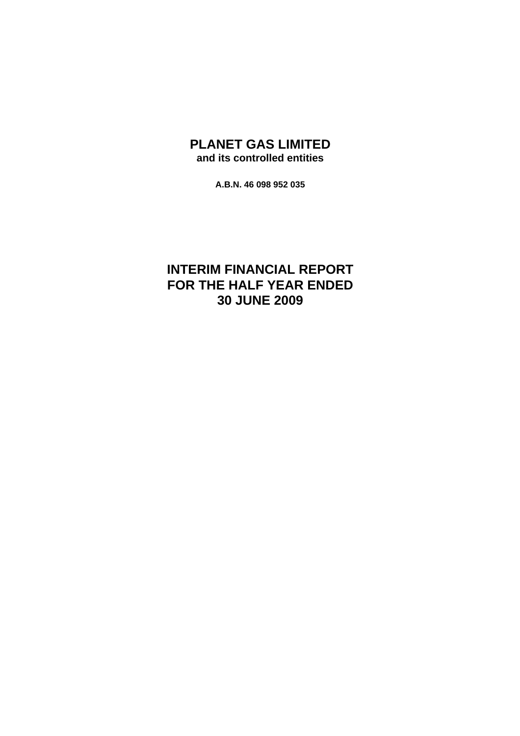# PLANET GAS LIMITED

**and its controlled entities**

**A.B.N. 46 098 952 035**

# INTERIM FINANCIAL REPORT FOR THE HALF YEAR ENDED 30 JUNE 2009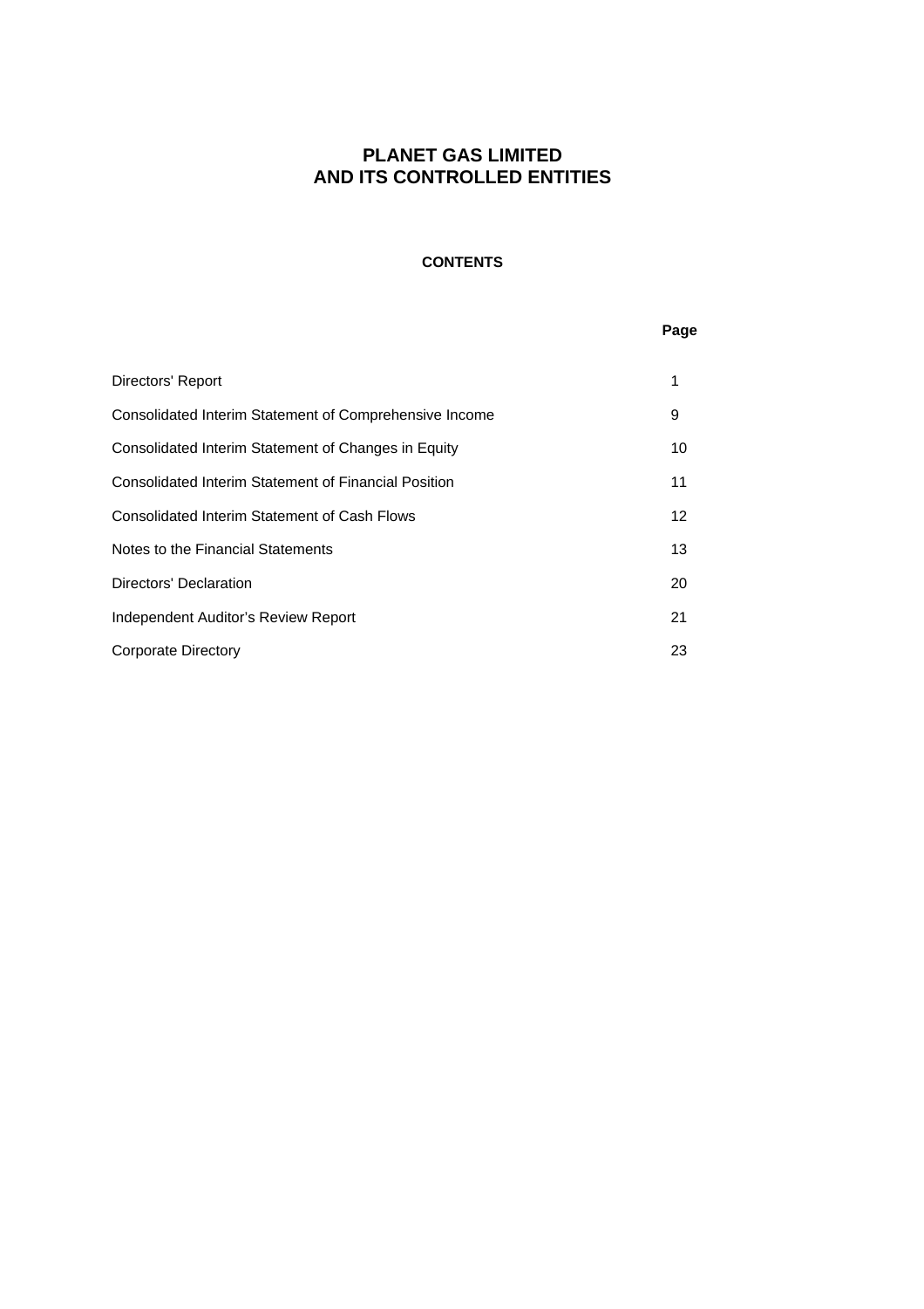# PLANET GAS LIMITED
# AND ITS CONTROLLED ENTITIES

## CONTENTS

| | Page |
|---|---|
| Directors' Report | 1 |
| Consolidated Interim Statement of Comprehensive Income | 9 |
| Consolidated Interim Statement of Changes in Equity | 10 |
| Consolidated Interim Statement of Financial Position | 11 |
| Consolidated Interim Statement of Cash Flows | 12 |
| Notes to the Financial Statements | 13 |
| Directors' Declaration | 20 |
| Independent Auditor's Review Report | 21 |
| Corporate Directory | 23 |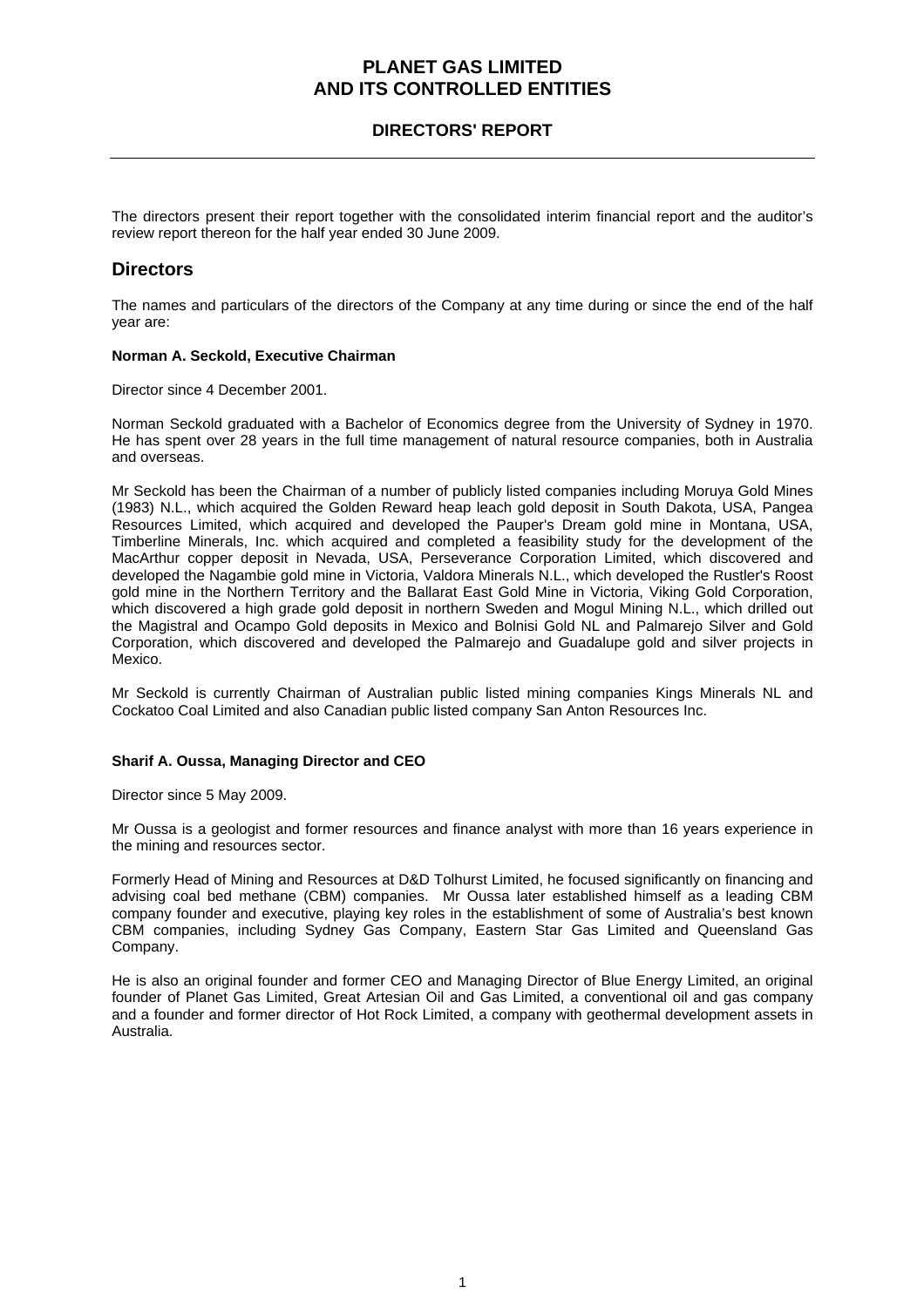# PLANET GAS LIMITED
# AND ITS CONTROLLED ENTITIES

## DIRECTORS' REPORT

The directors present their report together with the consolidated interim financial report and the auditor's review report thereon for the half year ended 30 June 2009.

## Directors

The names and particulars of the directors of the Company at any time during or since the end of the half year are:

**Norman A. Seckold, Executive Chairman**

Director since 4 December 2001.

Norman Seckold graduated with a Bachelor of Economics degree from the University of Sydney in 1970. He has spent over 28 years in the full time management of natural resource companies, both in Australia and overseas.

Mr Seckold has been the Chairman of a number of publicly listed companies including Moruya Gold Mines (1983) N.L., which acquired the Golden Reward heap leach gold deposit in South Dakota, USA, Pangea Resources Limited, which acquired and developed the Pauper's Dream gold mine in Montana, USA, Timberline Minerals, Inc. which acquired and completed a feasibility study for the development of the MacArthur copper deposit in Nevada, USA, Perseverance Corporation Limited, which discovered and developed the Nagambie gold mine in Victoria, Valdora Minerals N.L., which developed the Rustler's Roost gold mine in the Northern Territory and the Ballarat East Gold Mine in Victoria, Viking Gold Corporation, which discovered a high grade gold deposit in northern Sweden and Mogul Mining N.L., which drilled out the Magistral and Ocampo Gold deposits in Mexico and Bolnisi Gold NL and Palmarejo Silver and Gold Corporation, which discovered and developed the Palmarejo and Guadalupe gold and silver projects in Mexico.

Mr Seckold is currently Chairman of Australian public listed mining companies Kings Minerals NL and Cockatoo Coal Limited and also Canadian public listed company San Anton Resources Inc.

**Sharif A. Oussa, Managing Director and CEO**

Director since 5 May 2009.

Mr Oussa is a geologist and former resources and finance analyst with more than 16 years experience in the mining and resources sector.

Formerly Head of Mining and Resources at D&D Tolhurst Limited, he focused significantly on financing and advising coal bed methane (CBM) companies. Mr Oussa later established himself as a leading CBM company founder and executive, playing key roles in the establishment of some of Australia's best known CBM companies, including Sydney Gas Company, Eastern Star Gas Limited and Queensland Gas Company.

He is also an original founder and former CEO and Managing Director of Blue Energy Limited, an original founder of Planet Gas Limited, Great Artesian Oil and Gas Limited, a conventional oil and gas company and a founder and former director of Hot Rock Limited, a company with geothermal development assets in Australia.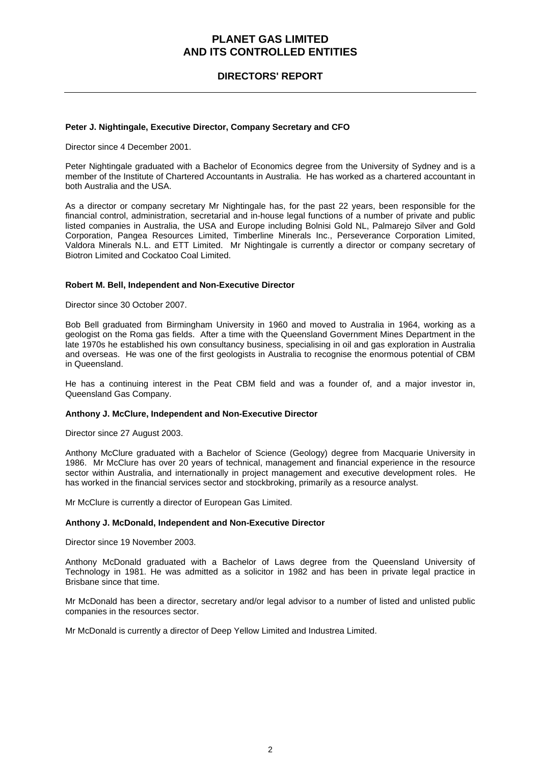**Peter J. Nightingale, Executive Director, Company Secretary and CFO**

Director since 4 December 2001.

Peter Nightingale graduated with a Bachelor of Economics degree from the University of Sydney and is a member of the Institute of Chartered Accountants in Australia. He has worked as a chartered accountant in both Australia and the USA.

As a director or company secretary Mr Nightingale has, for the past 22 years, been responsible for the financial control, administration, secretarial and in-house legal functions of a number of private and public listed companies in Australia, the USA and Europe including Bolnisi Gold NL, Palmarejo Silver and Gold Corporation, Pangea Resources Limited, Timberline Minerals Inc., Perseverance Corporation Limited, Valdora Minerals N.L. and ETT Limited. Mr Nightingale is currently a director or company secretary of Biotron Limited and Cockatoo Coal Limited.

**Robert M. Bell, Independent and Non-Executive Director**

Director since 30 October 2007.

Bob Bell graduated from Birmingham University in 1960 and moved to Australia in 1964, working as a geologist on the Roma gas fields. After a time with the Queensland Government Mines Department in the late 1970s he established his own consultancy business, specialising in oil and gas exploration in Australia and overseas. He was one of the first geologists in Australia to recognise the enormous potential of CBM in Queensland.

He has a continuing interest in the Peat CBM field and was a founder of, and a major investor in, Queensland Gas Company.

**Anthony J. McClure, Independent and Non-Executive Director**

Director since 27 August 2003.

Anthony McClure graduated with a Bachelor of Science (Geology) degree from Macquarie University in 1986. Mr McClure has over 20 years of technical, management and financial experience in the resource sector within Australia, and internationally in project management and executive development roles. He has worked in the financial services sector and stockbroking, primarily as a resource analyst.

Mr McClure is currently a director of European Gas Limited.

**Anthony J. McDonald, Independent and Non-Executive Director**

Director since 19 November 2003.

Anthony McDonald graduated with a Bachelor of Laws degree from the Queensland University of Technology in 1981. He was admitted as a solicitor in 1982 and has been in private legal practice in Brisbane since that time.

Mr McDonald has been a director, secretary and/or legal advisor to a number of listed and unlisted public companies in the resources sector.

Mr McDonald is currently a director of Deep Yellow Limited and Industrea Limited.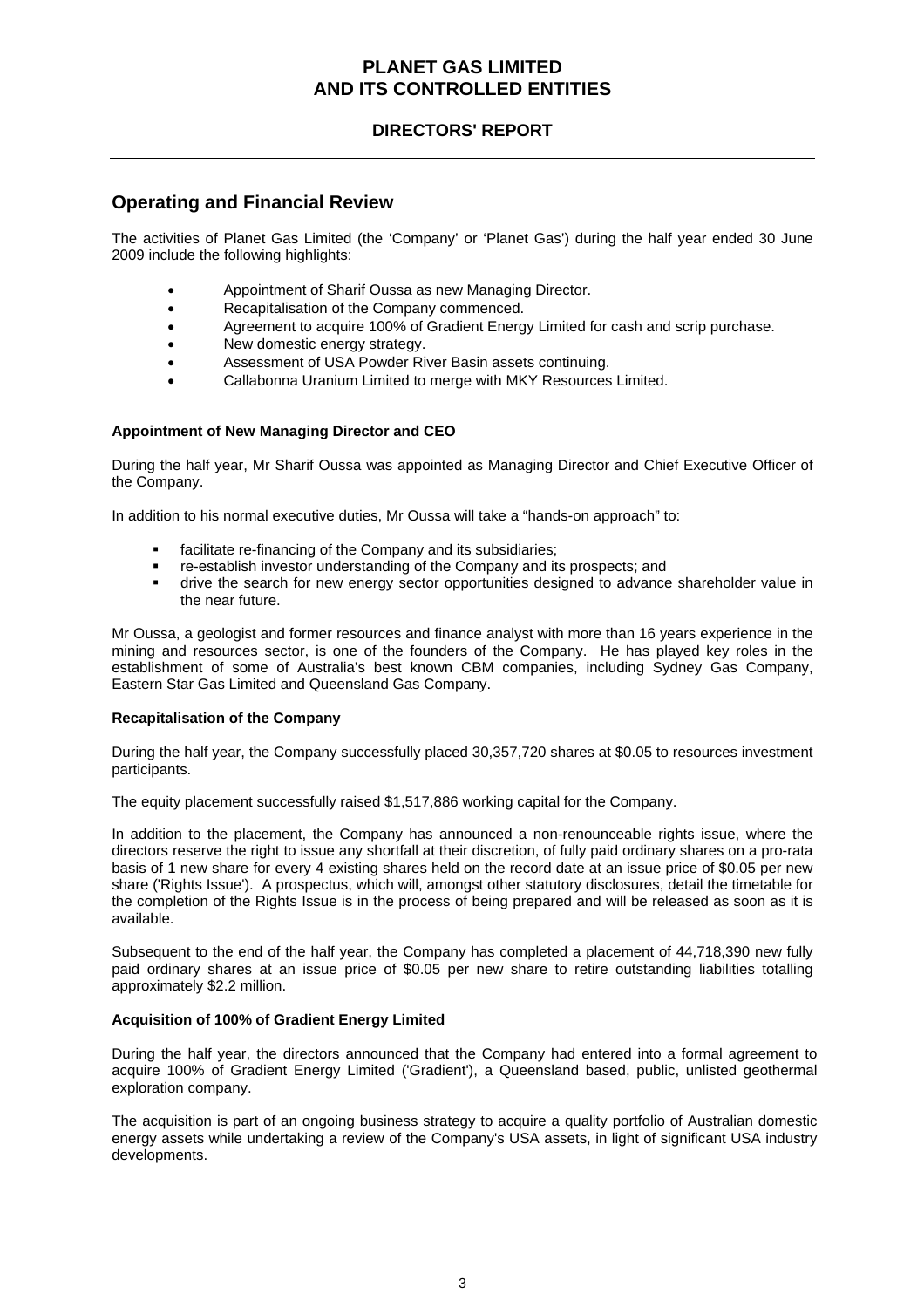## Operating and Financial Review

The activities of Planet Gas Limited (the 'Company' or 'Planet Gas') during the half year ended 30 June 2009 include the following highlights:

- Appointment of Sharif Oussa as new Managing Director.
- Recapitalisation of the Company commenced.
- Agreement to acquire 100% of Gradient Energy Limited for cash and scrip purchase.
- New domestic energy strategy.
- Assessment of USA Powder River Basin assets continuing.
- Callabonna Uranium Limited to merge with MKY Resources Limited.

### Appointment of New Managing Director and CEO

During the half year, Mr Sharif Oussa was appointed as Managing Director and Chief Executive Officer of the Company.

In addition to his normal executive duties, Mr Oussa will take a "hands-on approach" to:

- facilitate re-financing of the Company and its subsidiaries;
- re-establish investor understanding of the Company and its prospects; and
- drive the search for new energy sector opportunities designed to advance shareholder value in the near future.

Mr Oussa, a geologist and former resources and finance analyst with more than 16 years experience in the mining and resources sector, is one of the founders of the Company. He has played key roles in the establishment of some of Australia's best known CBM companies, including Sydney Gas Company, Eastern Star Gas Limited and Queensland Gas Company.

### Recapitalisation of the Company

During the half year, the Company successfully placed 30,357,720 shares at $0.05 to resources investment participants.

The equity placement successfully raised $1,517,886 working capital for the Company.

In addition to the placement, the Company has announced a non-renounceable rights issue, where the directors reserve the right to issue any shortfall at their discretion, of fully paid ordinary shares on a pro-rata basis of 1 new share for every 4 existing shares held on the record date at an issue price of $0.05 per new share ('Rights Issue'). A prospectus, which will, amongst other statutory disclosures, detail the timetable for the completion of the Rights Issue is in the process of being prepared and will be released as soon as it is available.

Subsequent to the end of the half year, the Company has completed a placement of 44,718,390 new fully paid ordinary shares at an issue price of $0.05 per new share to retire outstanding liabilities totalling approximately $2.2 million.

### Acquisition of 100% of Gradient Energy Limited

During the half year, the directors announced that the Company had entered into a formal agreement to acquire 100% of Gradient Energy Limited ('Gradient'), a Queensland based, public, unlisted geothermal exploration company.

The acquisition is part of an ongoing business strategy to acquire a quality portfolio of Australian domestic energy assets while undertaking a review of the Company's USA assets, in light of significant USA industry developments.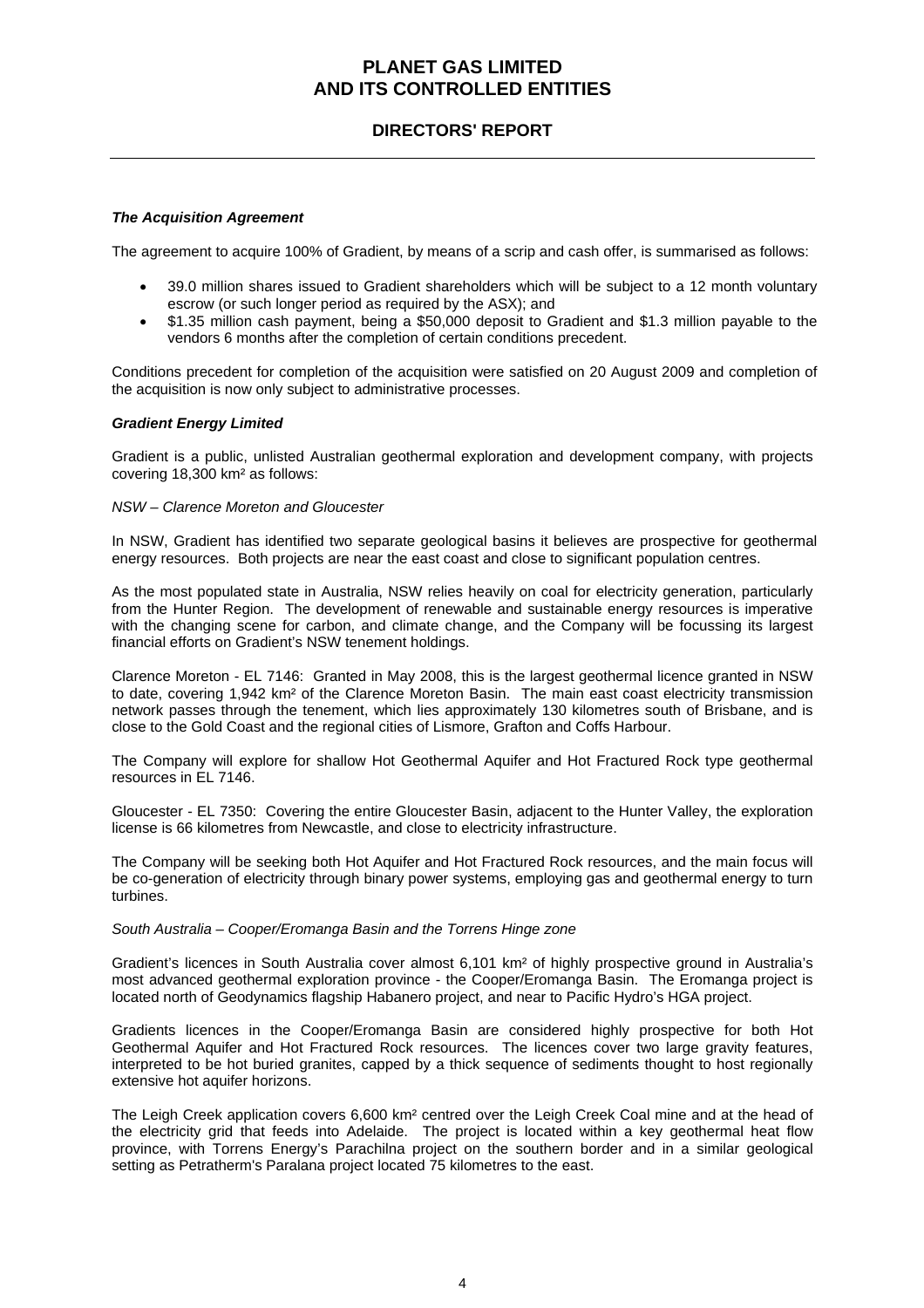***The Acquisition Agreement***

The agreement to acquire 100% of Gradient, by means of a scrip and cash offer, is summarised as follows:

- 39.0 million shares issued to Gradient shareholders which will be subject to a 12 month voluntary escrow (or such longer period as required by the ASX); and
- $1.35 million cash payment, being a $50,000 deposit to Gradient and $1.3 million payable to the vendors 6 months after the completion of certain conditions precedent.

Conditions precedent for completion of the acquisition were satisfied on 20 August 2009 and completion of the acquisition is now only subject to administrative processes.

***Gradient Energy Limited***

Gradient is a public, unlisted Australian geothermal exploration and development company, with projects covering 18,300 km² as follows:

*NSW – Clarence Moreton and Gloucester*

In NSW, Gradient has identified two separate geological basins it believes are prospective for geothermal energy resources. Both projects are near the east coast and close to significant population centres.

As the most populated state in Australia, NSW relies heavily on coal for electricity generation, particularly from the Hunter Region. The development of renewable and sustainable energy resources is imperative with the changing scene for carbon, and climate change, and the Company will be focussing its largest financial efforts on Gradient's NSW tenement holdings.

Clarence Moreton - EL 7146: Granted in May 2008, this is the largest geothermal licence granted in NSW to date, covering 1,942 km² of the Clarence Moreton Basin. The main east coast electricity transmission network passes through the tenement, which lies approximately 130 kilometres south of Brisbane, and is close to the Gold Coast and the regional cities of Lismore, Grafton and Coffs Harbour.

The Company will explore for shallow Hot Geothermal Aquifer and Hot Fractured Rock type geothermal resources in EL 7146.

Gloucester - EL 7350: Covering the entire Gloucester Basin, adjacent to the Hunter Valley, the exploration license is 66 kilometres from Newcastle, and close to electricity infrastructure.

The Company will be seeking both Hot Aquifer and Hot Fractured Rock resources, and the main focus will be co-generation of electricity through binary power systems, employing gas and geothermal energy to turn turbines.

*South Australia – Cooper/Eromanga Basin and the Torrens Hinge zone*

Gradient's licences in South Australia cover almost 6,101 km² of highly prospective ground in Australia's most advanced geothermal exploration province - the Cooper/Eromanga Basin. The Eromanga project is located north of Geodynamics flagship Habanero project, and near to Pacific Hydro's HGA project.

Gradients licences in the Cooper/Eromanga Basin are considered highly prospective for both Hot Geothermal Aquifer and Hot Fractured Rock resources. The licences cover two large gravity features, interpreted to be hot buried granites, capped by a thick sequence of sediments thought to host regionally extensive hot aquifer horizons.

The Leigh Creek application covers 6,600 km² centred over the Leigh Creek Coal mine and at the head of the electricity grid that feeds into Adelaide. The project is located within a key geothermal heat flow province, with Torrens Energy's Parachilna project on the southern border and in a similar geological setting as Petratherm's Paralana project located 75 kilometres to the east.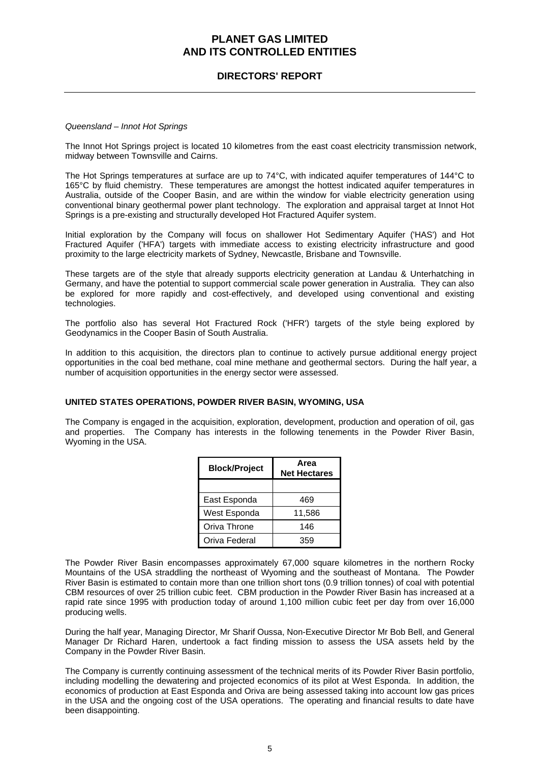*Queensland – Innot Hot Springs*

The Innot Hot Springs project is located 10 kilometres from the east coast electricity transmission network, midway between Townsville and Cairns.

The Hot Springs temperatures at surface are up to 74°C, with indicated aquifer temperatures of 144°C to 165°C by fluid chemistry. These temperatures are amongst the hottest indicated aquifer temperatures in Australia, outside of the Cooper Basin, and are within the window for viable electricity generation using conventional binary geothermal power plant technology. The exploration and appraisal target at Innot Hot Springs is a pre-existing and structurally developed Hot Fractured Aquifer system.

Initial exploration by the Company will focus on shallower Hot Sedimentary Aquifer ('HAS') and Hot Fractured Aquifer ('HFA') targets with immediate access to existing electricity infrastructure and good proximity to the large electricity markets of Sydney, Newcastle, Brisbane and Townsville.

These targets are of the style that already supports electricity generation at Landau & Unterhatching in Germany, and have the potential to support commercial scale power generation in Australia. They can also be explored for more rapidly and cost-effectively, and developed using conventional and existing technologies.

The portfolio also has several Hot Fractured Rock ('HFR') targets of the style being explored by Geodynamics in the Cooper Basin of South Australia.

In addition to this acquisition, the directors plan to continue to actively pursue additional energy project opportunities in the coal bed methane, coal mine methane and geothermal sectors. During the half year, a number of acquisition opportunities in the energy sector were assessed.

## UNITED STATES OPERATIONS, POWDER RIVER BASIN, WYOMING, USA

The Company is engaged in the acquisition, exploration, development, production and operation of oil, gas and properties. The Company has interests in the following tenements in the Powder River Basin, Wyoming in the USA.

| Block/Project | Area Net Hectares |
|---|---|
| | |
| East Esponda | 469 |
| West Esponda | 11,586 |
| Oriva Throne | 146 |
| Oriva Federal | 359 |

The Powder River Basin encompasses approximately 67,000 square kilometres in the northern Rocky Mountains of the USA straddling the northeast of Wyoming and the southeast of Montana. The Powder River Basin is estimated to contain more than one trillion short tons (0.9 trillion tonnes) of coal with potential CBM resources of over 25 trillion cubic feet. CBM production in the Powder River Basin has increased at a rapid rate since 1995 with production today of around 1,100 million cubic feet per day from over 16,000 producing wells.

During the half year, Managing Director, Mr Sharif Oussa, Non-Executive Director Mr Bob Bell, and General Manager Dr Richard Haren, undertook a fact finding mission to assess the USA assets held by the Company in the Powder River Basin.

The Company is currently continuing assessment of the technical merits of its Powder River Basin portfolio, including modelling the dewatering and projected economics of its pilot at West Esponda. In addition, the economics of production at East Esponda and Oriva are being assessed taking into account low gas prices in the USA and the ongoing cost of the USA operations. The operating and financial results to date have been disappointing.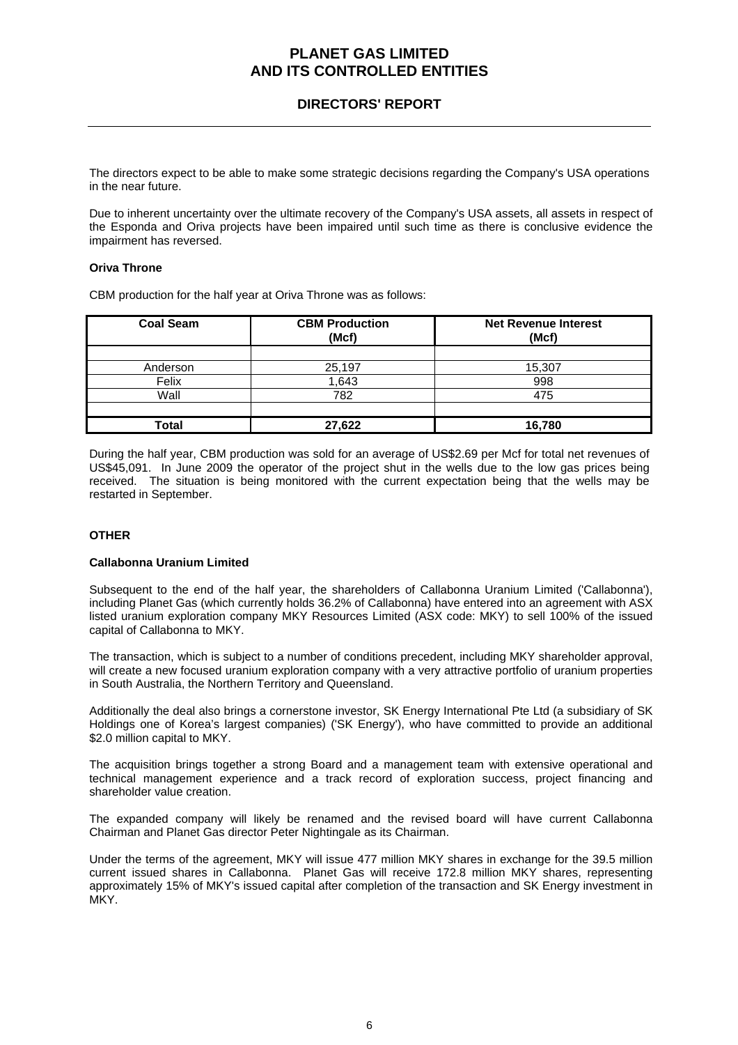The directors expect to be able to make some strategic decisions regarding the Company's USA operations in the near future.

Due to inherent uncertainty over the ultimate recovery of the Company's USA assets, all assets in respect of the Esponda and Oriva projects have been impaired until such time as there is conclusive evidence the impairment has reversed.

**Oriva Throne**

CBM production for the half year at Oriva Throne was as follows:

| Coal Seam | CBM Production (Mcf) | Net Revenue Interest (Mcf) |
|---|---|---|
| | | |
| Anderson | 25,197 | 15,307 |
| Felix | 1,643 | 998 |
| Wall | 782 | 475 |
| | | |
| **Total** | **27,622** | **16,780** |

During the half year, CBM production was sold for an average of US$2.69 per Mcf for total net revenues of US$45,091. In June 2009 the operator of the project shut in the wells due to the low gas prices being received. The situation is being monitored with the current expectation being that the wells may be restarted in September.

## OTHER

**Callabonna Uranium Limited**

Subsequent to the end of the half year, the shareholders of Callabonna Uranium Limited ('Callabonna'), including Planet Gas (which currently holds 36.2% of Callabonna) have entered into an agreement with ASX listed uranium exploration company MKY Resources Limited (ASX code: MKY) to sell 100% of the issued capital of Callabonna to MKY.

The transaction, which is subject to a number of conditions precedent, including MKY shareholder approval, will create a new focused uranium exploration company with a very attractive portfolio of uranium properties in South Australia, the Northern Territory and Queensland.

Additionally the deal also brings a cornerstone investor, SK Energy International Pte Ltd (a subsidiary of SK Holdings one of Korea's largest companies) ('SK Energy'), who have committed to provide an additional $2.0 million capital to MKY.

The acquisition brings together a strong Board and a management team with extensive operational and technical management experience and a track record of exploration success, project financing and shareholder value creation.

The expanded company will likely be renamed and the revised board will have current Callabonna Chairman and Planet Gas director Peter Nightingale as its Chairman.

Under the terms of the agreement, MKY will issue 477 million MKY shares in exchange for the 39.5 million current issued shares in Callabonna. Planet Gas will receive 172.8 million MKY shares, representing approximately 15% of MKY's issued capital after completion of the transaction and SK Energy investment in MKY.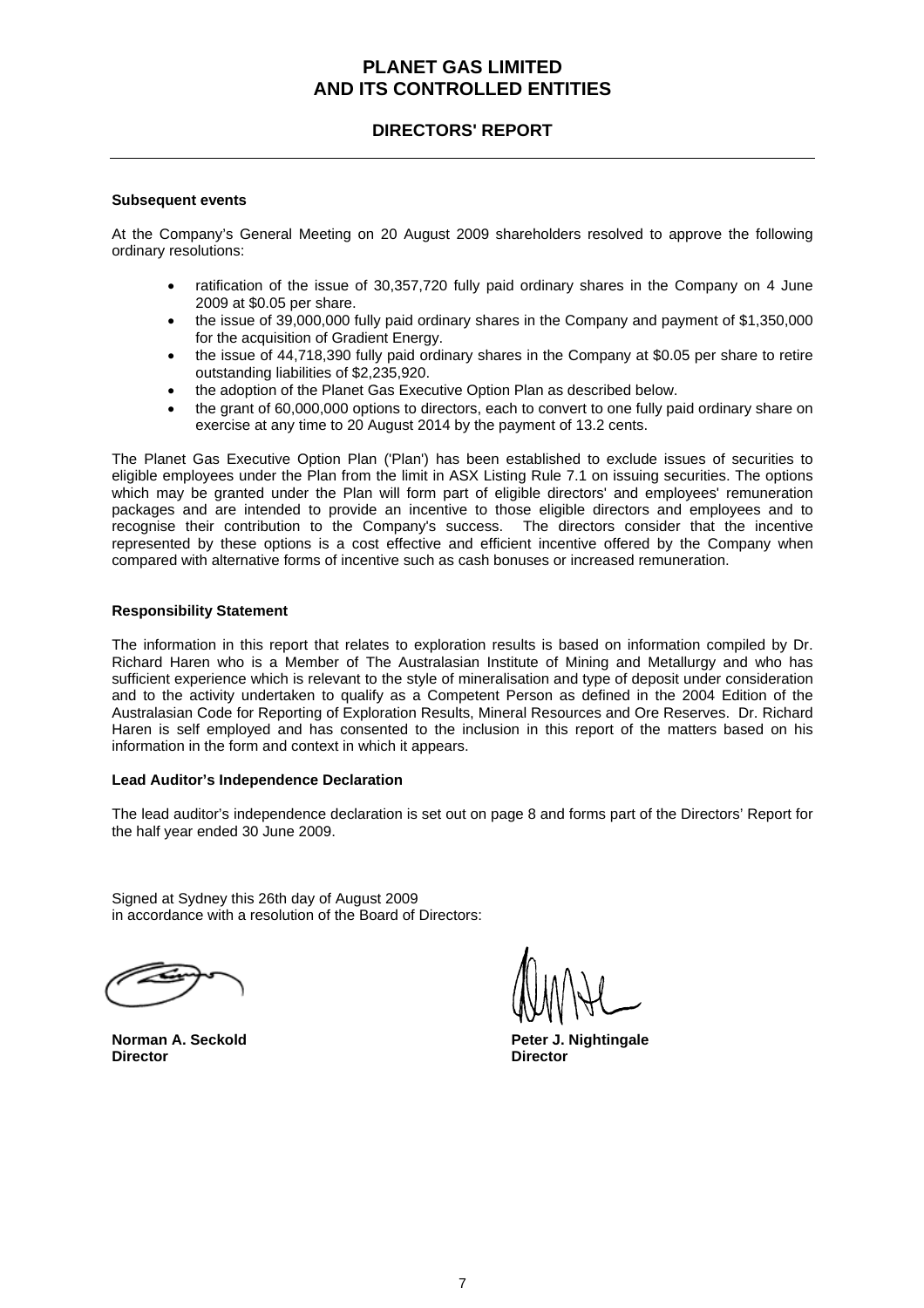**Subsequent events**

At the Company's General Meeting on 20 August 2009 shareholders resolved to approve the following ordinary resolutions:

- ratification of the issue of 30,357,720 fully paid ordinary shares in the Company on 4 June 2009 at $0.05 per share.
- the issue of 39,000,000 fully paid ordinary shares in the Company and payment of $1,350,000 for the acquisition of Gradient Energy.
- the issue of 44,718,390 fully paid ordinary shares in the Company at $0.05 per share to retire outstanding liabilities of $2,235,920.
- the adoption of the Planet Gas Executive Option Plan as described below.
- the grant of 60,000,000 options to directors, each to convert to one fully paid ordinary share on exercise at any time to 20 August 2014 by the payment of 13.2 cents.

The Planet Gas Executive Option Plan ('Plan') has been established to exclude issues of securities to eligible employees under the Plan from the limit in ASX Listing Rule 7.1 on issuing securities. The options which may be granted under the Plan will form part of eligible directors' and employees' remuneration packages and are intended to provide an incentive to those eligible directors and employees and to recognise their contribution to the Company's success. The directors consider that the incentive represented by these options is a cost effective and efficient incentive offered by the Company when compared with alternative forms of incentive such as cash bonuses or increased remuneration.

**Responsibility Statement**

The information in this report that relates to exploration results is based on information compiled by Dr. Richard Haren who is a Member of The Australasian Institute of Mining and Metallurgy and who has sufficient experience which is relevant to the style of mineralisation and type of deposit under consideration and to the activity undertaken to qualify as a Competent Person as defined in the 2004 Edition of the Australasian Code for Reporting of Exploration Results, Mineral Resources and Ore Reserves. Dr. Richard Haren is self employed and has consented to the inclusion in this report of the matters based on his information in the form and context in which it appears.

**Lead Auditor's Independence Declaration**

The lead auditor's independence declaration is set out on page 8 and forms part of the Directors' Report for the half year ended 30 June 2009.

Signed at Sydney this 26th day of August 2009
in accordance with a resolution of the Board of Directors:

**Norman A. Seckold**
**Director**

**Peter J. Nightingale**
**Director**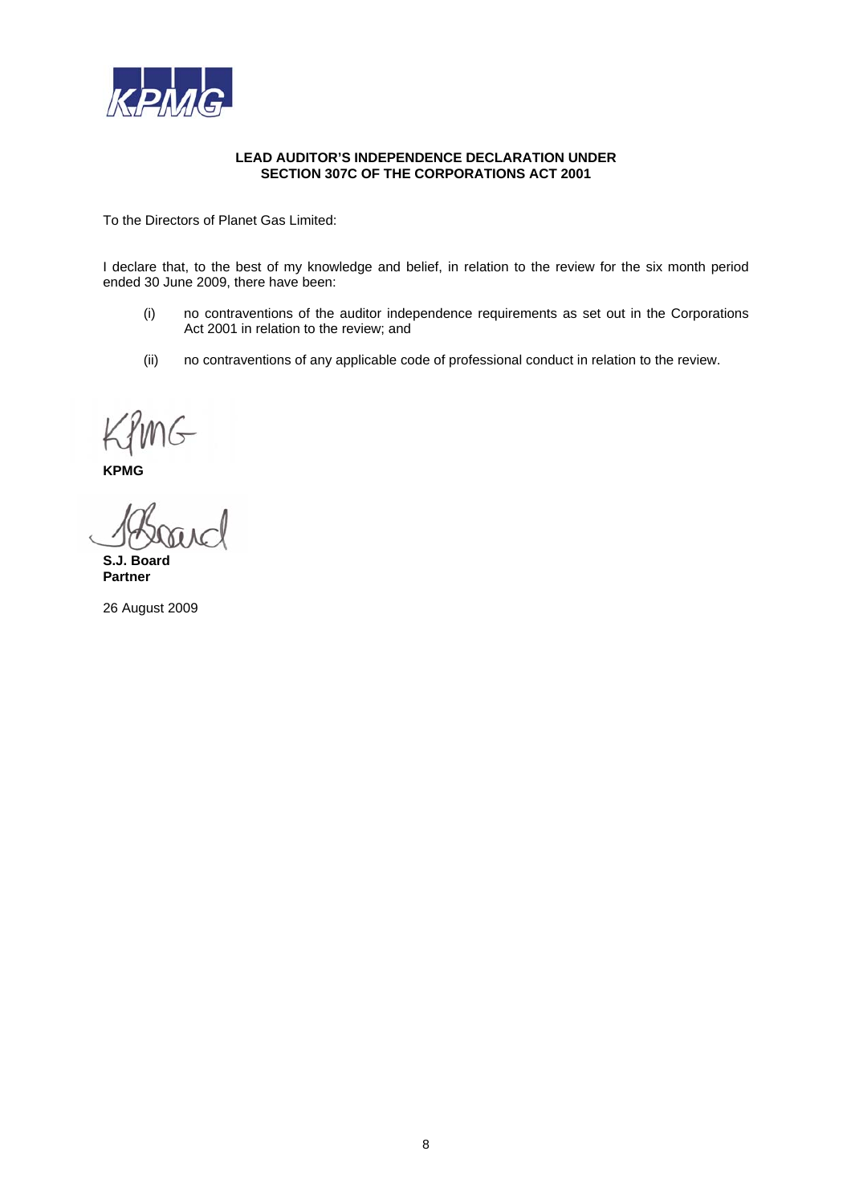**LEAD AUDITOR'S INDEPENDENCE DECLARATION UNDER SECTION 307C OF THE CORPORATIONS ACT 2001**

To the Directors of Planet Gas Limited:

I declare that, to the best of my knowledge and belief, in relation to the review for the six month period ended 30 June 2009, there have been:

(i) no contraventions of the auditor independence requirements as set out in the Corporations Act 2001 in relation to the review; and

(ii) no contraventions of any applicable code of professional conduct in relation to the review.

**KPMG**

**S.J. Board**
**Partner**

26 August 2009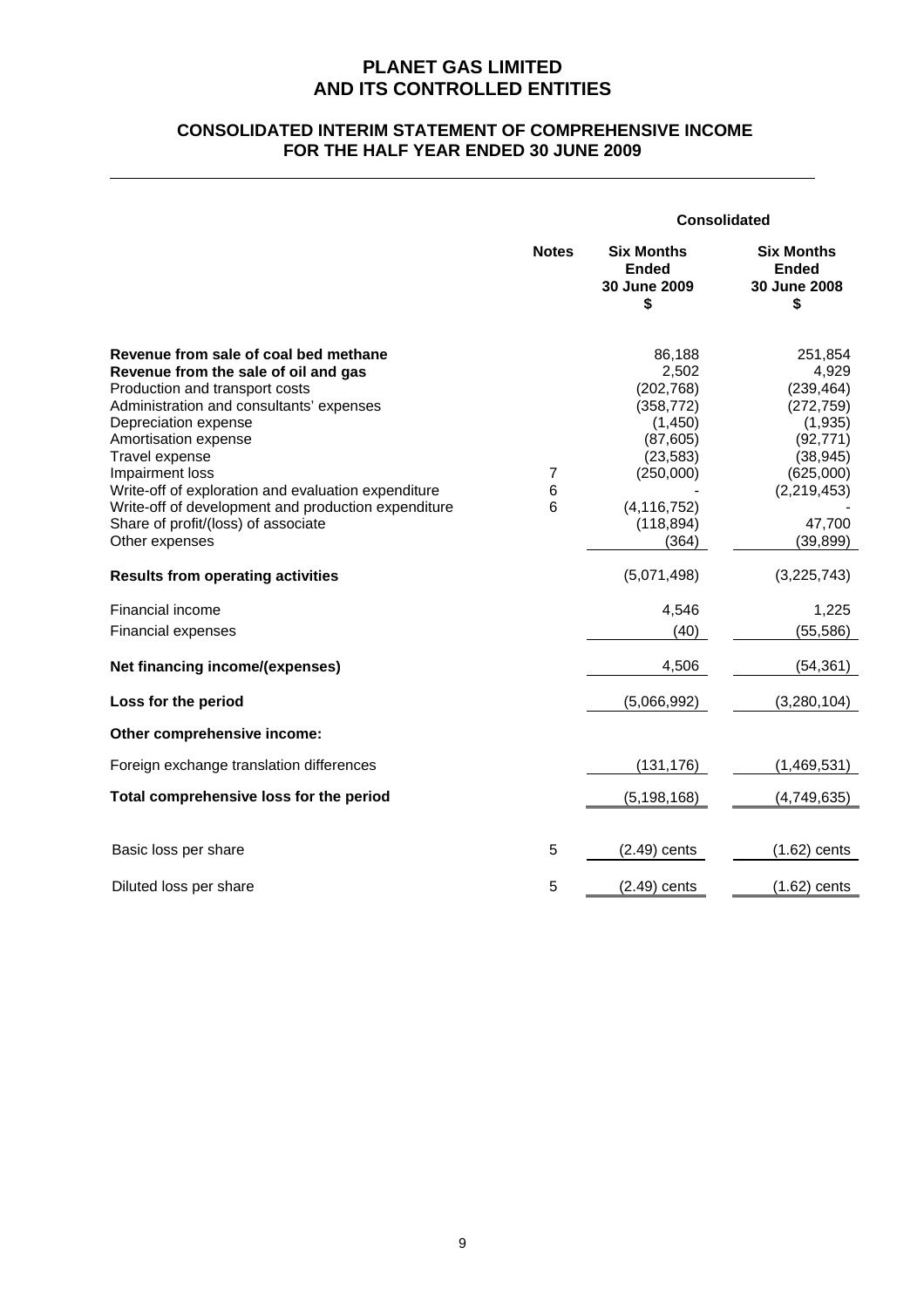# PLANET GAS LIMITED
# AND ITS CONTROLLED ENTITIES

## CONSOLIDATED INTERIM STATEMENT OF COMPREHENSIVE INCOME
## FOR THE HALF YEAR ENDED 30 JUNE 2009

| | Notes | Consolidated | |
|---|---|---|---|
| | | **Six Months Ended 30 June 2009 $** | **Six Months Ended 30 June 2008 $** |
| **Revenue from sale of coal bed methane** | | 86,188 | 251,854 |
| **Revenue from the sale of oil and gas** | | 2,502 | 4,929 |
| Production and transport costs | | (202,768) | (239,464) |
| Administration and consultants' expenses | | (358,772) | (272,759) |
| Depreciation expense | | (1,450) | (1,935) |
| Amortisation expense | | (87,605) | (92,771) |
| Travel expense | | (23,583) | (38,945) |
| Impairment loss | 7 | (250,000) | (625,000) |
| Write-off of exploration and evaluation expenditure | 6 | - | (2,219,453) |
| Write-off of development and production expenditure | 6 | (4,116,752) | - |
| Share of profit/(loss) of associate | | (118,894) | 47,700 |
| Other expenses | | (364) | (39,899) |
| **Results from operating activities** | | (5,071,498) | (3,225,743) |
| Financial income | | 4,546 | 1,225 |
| Financial expenses | | (40) | (55,586) |
| **Net financing income/(expenses)** | | 4,506 | (54,361) |
| **Loss for the period** | | (5,066,992) | (3,280,104) |
| **Other comprehensive income:** | | | |
| Foreign exchange translation differences | | (131,176) | (1,469,531) |
| **Total comprehensive loss for the period** | | (5,198,168) | (4,749,635) |
| Basic loss per share | 5 | (2.49) cents | (1.62) cents |
| Diluted loss per share | 5 | (2.49) cents | (1.62) cents |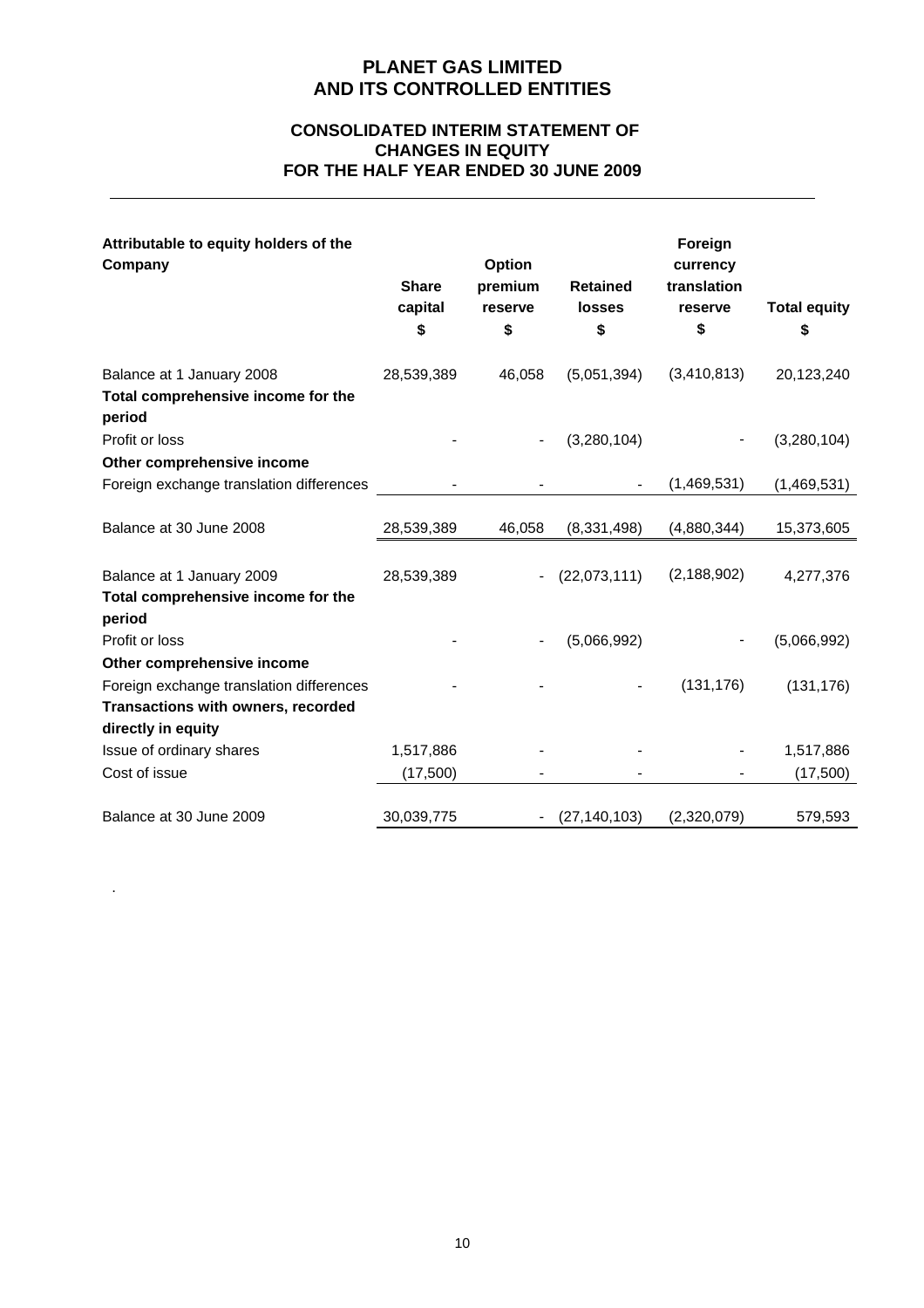# PLANET GAS LIMITED
# AND ITS CONTROLLED ENTITIES

## CONSOLIDATED INTERIM STATEMENT OF CHANGES IN EQUITY
## FOR THE HALF YEAR ENDED 30 JUNE 2009

| **Attributable to equity holders of the Company** | **Share capital** | **Option premium reserve** | **Retained losses** | **Foreign currency translation reserve** | **Total equity** |
|---|---|---|---|---|---|
| | **$** | **$** | **$** | **$** | **$** |
| Balance at 1 January 2008 | 28,539,389 | 46,058 | (5,051,394) | (3,410,813) | 20,123,240 |
| **Total comprehensive income for the period** | | | | | |
| Profit or loss | - | - | (3,280,104) | - | (3,280,104) |
| **Other comprehensive income** | | | | | |
| Foreign exchange translation differences | - | - | - | (1,469,531) | (1,469,531) |
| Balance at 30 June 2008 | 28,539,389 | 46,058 | (8,331,498) | (4,880,344) | 15,373,605 |
| Balance at 1 January 2009 | 28,539,389 | - | (22,073,111) | (2,188,902) | 4,277,376 |
| **Total comprehensive income for the period** | | | | | |
| Profit or loss | - | - | (5,066,992) | - | (5,066,992) |
| **Other comprehensive income** | | | | | |
| Foreign exchange translation differences | - | - | - | (131,176) | (131,176) |
| **Transactions with owners, recorded directly in equity** | | | | | |
| Issue of ordinary shares | 1,517,886 | - | - | - | 1,517,886 |
| Cost of issue | (17,500) | - | - | - | (17,500) |
| Balance at 30 June 2009 | 30,039,775 | - | (27,140,103) | (2,320,079) | 579,593 |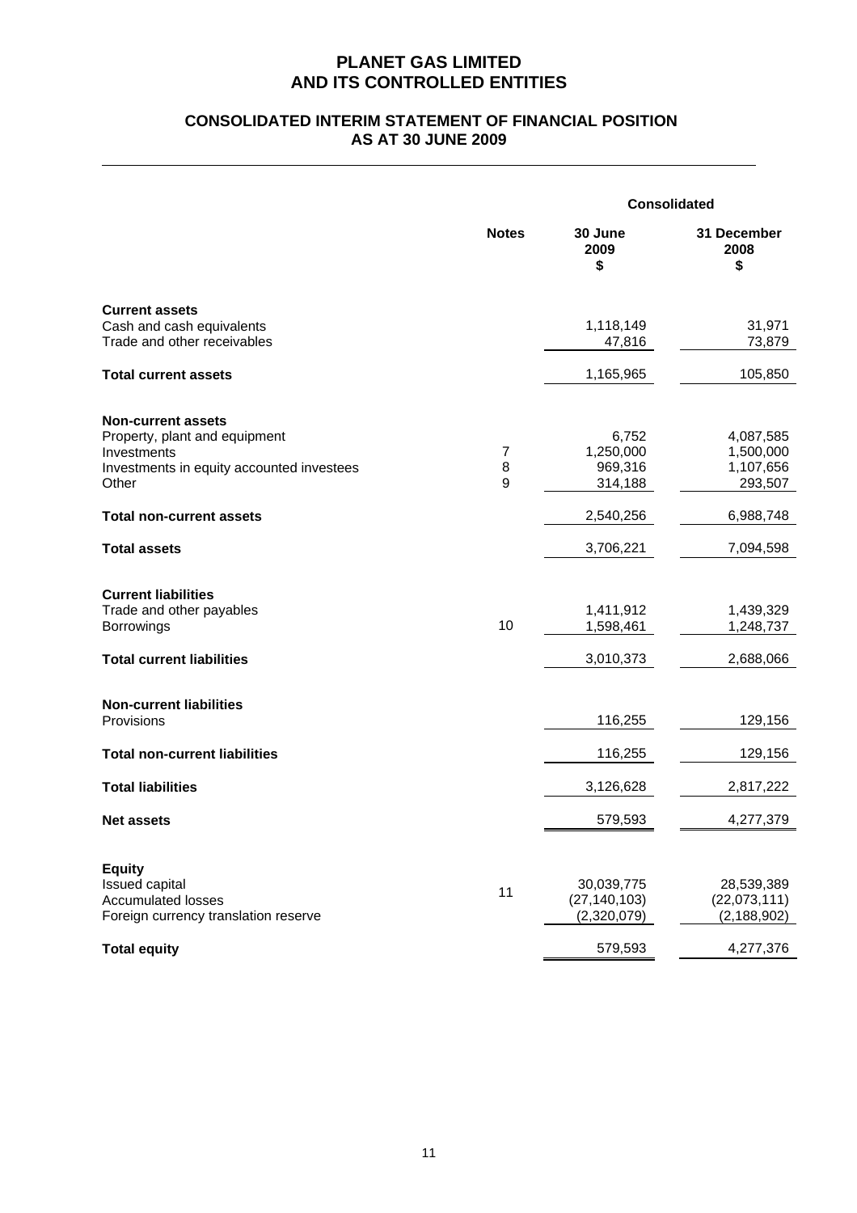# PLANET GAS LIMITED
# AND ITS CONTROLLED ENTITIES

## CONSOLIDATED INTERIM STATEMENT OF FINANCIAL POSITION
## AS AT 30 JUNE 2009

| | Notes | Consolidated | |
|---|---|---|---|
| | | **30 June 2009 $** | **31 December 2008 $** |
| **Current assets** | | | |
| Cash and cash equivalents | | 1,118,149 | 31,971 |
| Trade and other receivables | | 47,816 | 73,879 |
| **Total current assets** | | 1,165,965 | 105,850 |
| **Non-current assets** | | | |
| Property, plant and equipment | | 6,752 | 4,087,585 |
| Investments | 7 | 1,250,000 | 1,500,000 |
| Investments in equity accounted investees | 8 | 969,316 | 1,107,656 |
| Other | 9 | 314,188 | 293,507 |
| **Total non-current assets** | | 2,540,256 | 6,988,748 |
| **Total assets** | | 3,706,221 | 7,094,598 |
| **Current liabilities** | | | |
| Trade and other payables | | 1,411,912 | 1,439,329 |
| Borrowings | 10 | 1,598,461 | 1,248,737 |
| **Total current liabilities** | | 3,010,373 | 2,688,066 |
| **Non-current liabilities** | | | |
| Provisions | | 116,255 | 129,156 |
| **Total non-current liabilities** | | 116,255 | 129,156 |
| **Total liabilities** | | 3,126,628 | 2,817,222 |
| **Net assets** | | 579,593 | 4,277,379 |
| **Equity** | | | |
| Issued capital | 11 | 30,039,775 | 28,539,389 |
| Accumulated losses | | (27,140,103) | (22,073,111) |
| Foreign currency translation reserve | | (2,320,079) | (2,188,902) |
| **Total equity** | | 579,593 | 4,277,376 |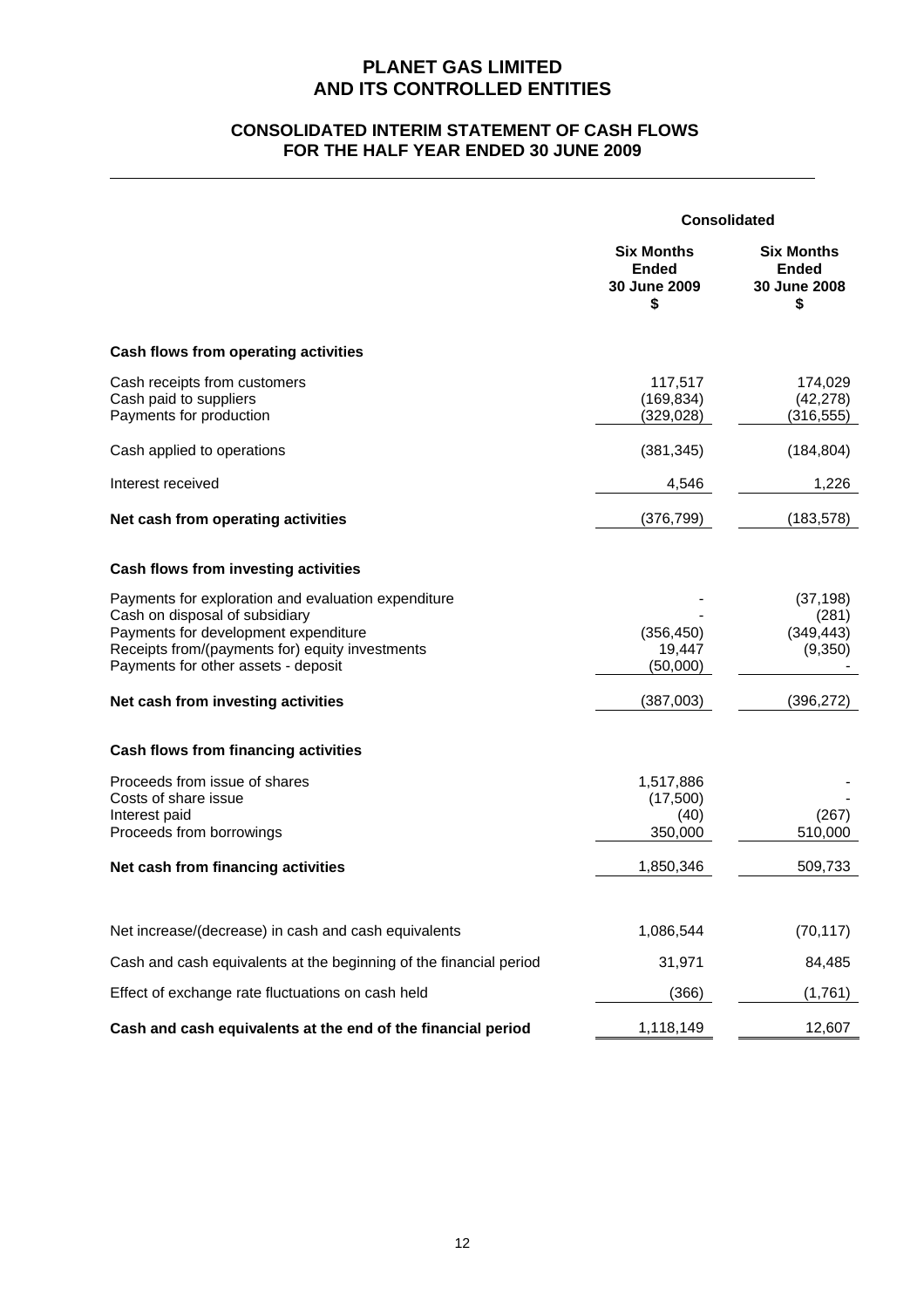# PLANET GAS LIMITED
# AND ITS CONTROLLED ENTITIES

## CONSOLIDATED INTERIM STATEMENT OF CASH FLOWS
## FOR THE HALF YEAR ENDED 30 JUNE 2009

| | Consolidated | |
|---|---|---|
| | **Six Months Ended 30 June 2009 $** | **Six Months Ended 30 June 2008 $** |
| **Cash flows from operating activities** | | |
| Cash receipts from customers | 117,517 | 174,029 |
| Cash paid to suppliers | (169,834) | (42,278) |
| Payments for production | (329,028) | (316,555) |
| Cash applied to operations | (381,345) | (184,804) |
| Interest received | 4,546 | 1,226 |
| **Net cash from operating activities** | (376,799) | (183,578) |
| **Cash flows from investing activities** | | |
| Payments for exploration and evaluation expenditure | - | (37,198) |
| Cash on disposal of subsidiary | - | (281) |
| Payments for development expenditure | (356,450) | (349,443) |
| Receipts from/(payments for) equity investments | 19,447 | (9,350) |
| Payments for other assets - deposit | (50,000) | - |
| **Net cash from investing activities** | (387,003) | (396,272) |
| **Cash flows from financing activities** | | |
| Proceeds from issue of shares | 1,517,886 | - |
| Costs of share issue | (17,500) | - |
| Interest paid | (40) | (267) |
| Proceeds from borrowings | 350,000 | 510,000 |
| **Net cash from financing activities** | 1,850,346 | 509,733 |
| Net increase/(decrease) in cash and cash equivalents | 1,086,544 | (70,117) |
| Cash and cash equivalents at the beginning of the financial period | 31,971 | 84,485 |
| Effect of exchange rate fluctuations on cash held | (366) | (1,761) |
| **Cash and cash equivalents at the end of the financial period** | 1,118,149 | 12,607 |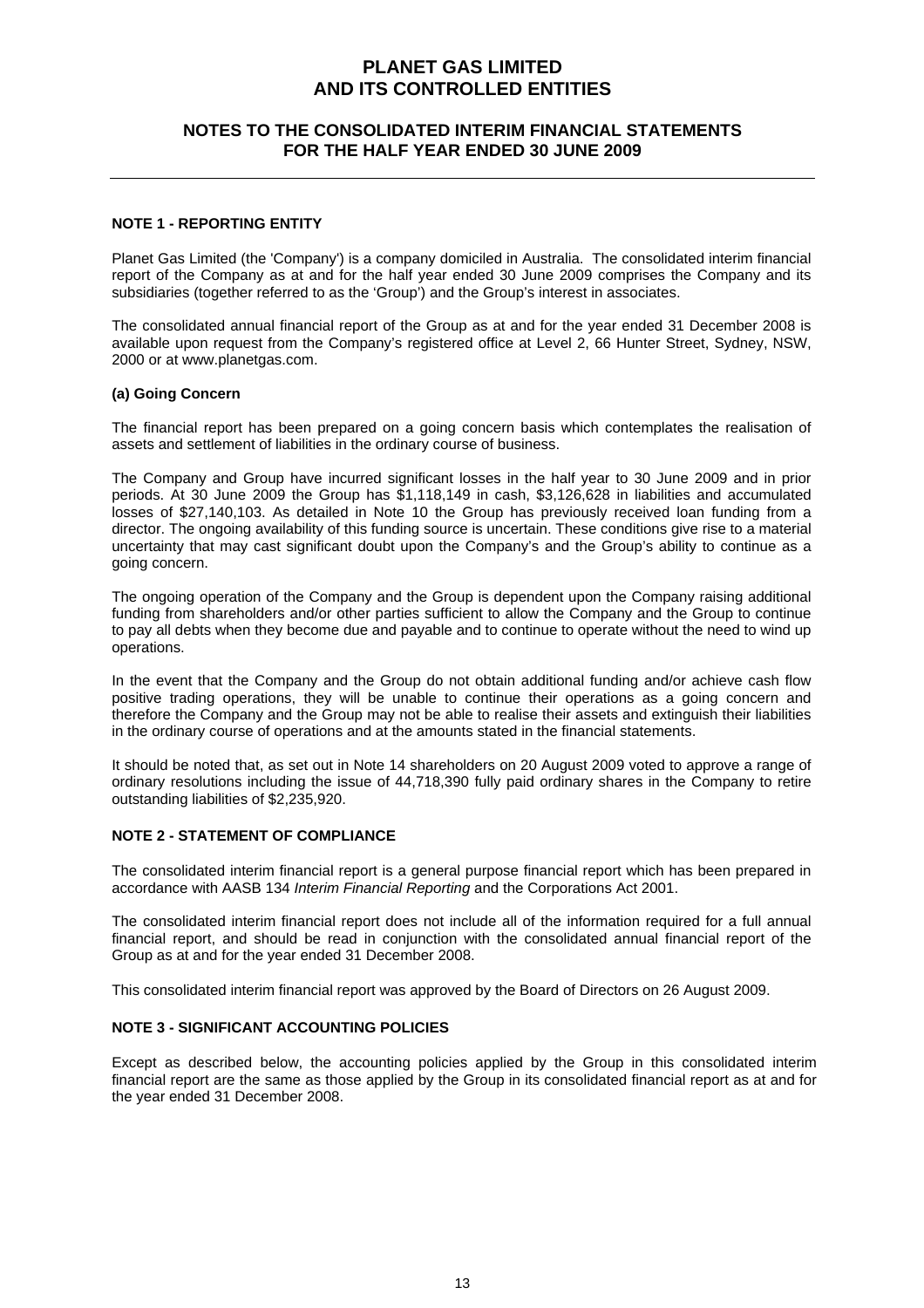# PLANET GAS LIMITED
# AND ITS CONTROLLED ENTITIES

## NOTES TO THE CONSOLIDATED INTERIM FINANCIAL STATEMENTS
## FOR THE HALF YEAR ENDED 30 JUNE 2009

---

### NOTE 1 - REPORTING ENTITY

Planet Gas Limited (the 'Company') is a company domiciled in Australia. The consolidated interim financial report of the Company as at and for the half year ended 30 June 2009 comprises the Company and its subsidiaries (together referred to as the 'Group') and the Group's interest in associates.

The consolidated annual financial report of the Group as at and for the year ended 31 December 2008 is available upon request from the Company's registered office at Level 2, 66 Hunter Street, Sydney, NSW, 2000 or at www.planetgas.com.

#### (a) Going Concern

The financial report has been prepared on a going concern basis which contemplates the realisation of assets and settlement of liabilities in the ordinary course of business.

The Company and Group have incurred significant losses in the half year to 30 June 2009 and in prior periods. At 30 June 2009 the Group has $1,118,149 in cash, $3,126,628 in liabilities and accumulated losses of $27,140,103. As detailed in Note 10 the Group has previously received loan funding from a director. The ongoing availability of this funding source is uncertain. These conditions give rise to a material uncertainty that may cast significant doubt upon the Company's and the Group's ability to continue as a going concern.

The ongoing operation of the Company and the Group is dependent upon the Company raising additional funding from shareholders and/or other parties sufficient to allow the Company and the Group to continue to pay all debts when they become due and payable and to continue to operate without the need to wind up operations.

In the event that the Company and the Group do not obtain additional funding and/or achieve cash flow positive trading operations, they will be unable to continue their operations as a going concern and therefore the Company and the Group may not be able to realise their assets and extinguish their liabilities in the ordinary course of operations and at the amounts stated in the financial statements.

It should be noted that, as set out in Note 14 shareholders on 20 August 2009 voted to approve a range of ordinary resolutions including the issue of 44,718,390 fully paid ordinary shares in the Company to retire outstanding liabilities of $2,235,920.

### NOTE 2 - STATEMENT OF COMPLIANCE

The consolidated interim financial report is a general purpose financial report which has been prepared in accordance with AASB 134 *Interim Financial Reporting* and the Corporations Act 2001.

The consolidated interim financial report does not include all of the information required for a full annual financial report, and should be read in conjunction with the consolidated annual financial report of the Group as at and for the year ended 31 December 2008.

This consolidated interim financial report was approved by the Board of Directors on 26 August 2009.

### NOTE 3 - SIGNIFICANT ACCOUNTING POLICIES

Except as described below, the accounting policies applied by the Group in this consolidated interim financial report are the same as those applied by the Group in its consolidated financial report as at and for the year ended 31 December 2008.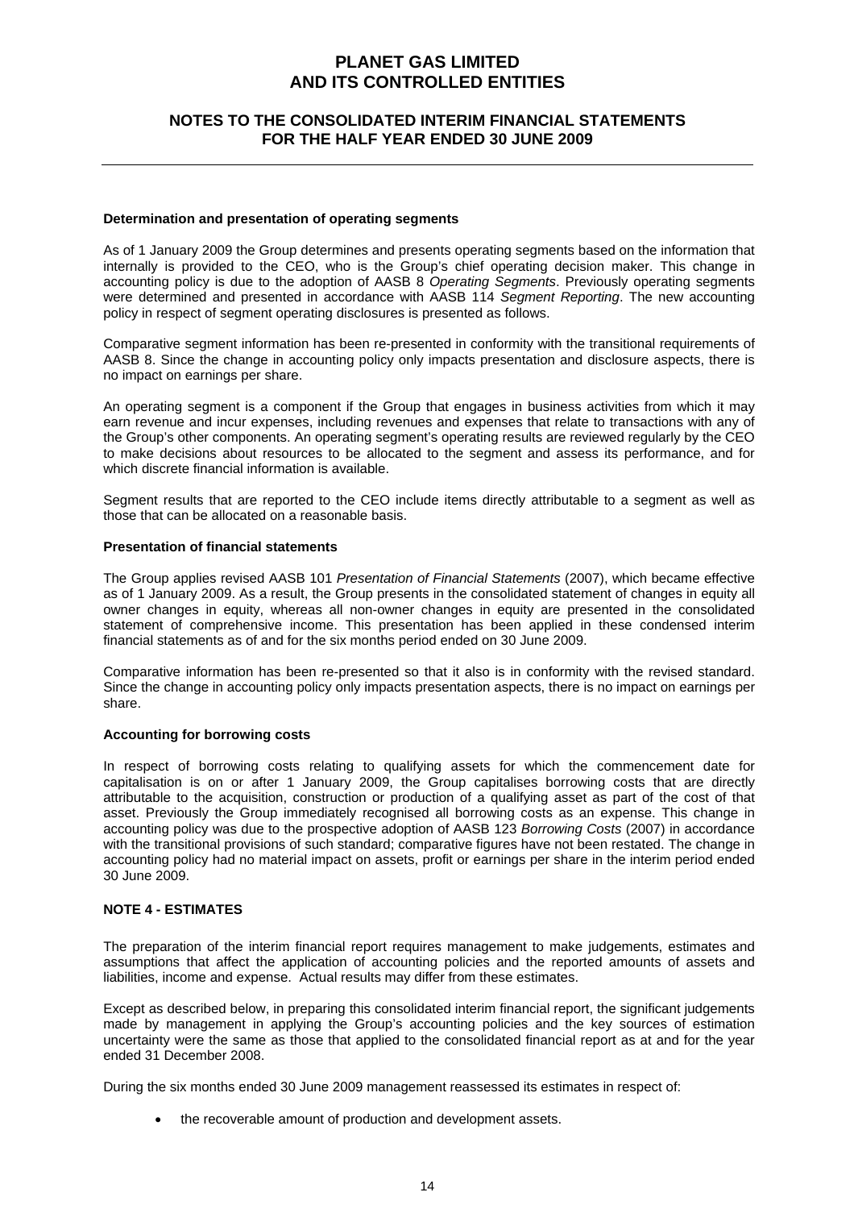**Determination and presentation of operating segments**

As of 1 January 2009 the Group determines and presents operating segments based on the information that internally is provided to the CEO, who is the Group's chief operating decision maker. This change in accounting policy is due to the adoption of AASB 8 *Operating Segments*. Previously operating segments were determined and presented in accordance with AASB 114 *Segment Reporting*. The new accounting policy in respect of segment operating disclosures is presented as follows.

Comparative segment information has been re-presented in conformity with the transitional requirements of AASB 8. Since the change in accounting policy only impacts presentation and disclosure aspects, there is no impact on earnings per share.

An operating segment is a component if the Group that engages in business activities from which it may earn revenue and incur expenses, including revenues and expenses that relate to transactions with any of the Group's other components. An operating segment's operating results are reviewed regularly by the CEO to make decisions about resources to be allocated to the segment and assess its performance, and for which discrete financial information is available.

Segment results that are reported to the CEO include items directly attributable to a segment as well as those that can be allocated on a reasonable basis.

**Presentation of financial statements**

The Group applies revised AASB 101 *Presentation of Financial Statements* (2007), which became effective as of 1 January 2009. As a result, the Group presents in the consolidated statement of changes in equity all owner changes in equity, whereas all non-owner changes in equity are presented in the consolidated statement of comprehensive income. This presentation has been applied in these condensed interim financial statements as of and for the six months period ended on 30 June 2009.

Comparative information has been re-presented so that it also is in conformity with the revised standard. Since the change in accounting policy only impacts presentation aspects, there is no impact on earnings per share.

**Accounting for borrowing costs**

In respect of borrowing costs relating to qualifying assets for which the commencement date for capitalisation is on or after 1 January 2009, the Group capitalises borrowing costs that are directly attributable to the acquisition, construction or production of a qualifying asset as part of the cost of that asset. Previously the Group immediately recognised all borrowing costs as an expense. This change in accounting policy was due to the prospective adoption of AASB 123 *Borrowing Costs* (2007) in accordance with the transitional provisions of such standard; comparative figures have not been restated. The change in accounting policy had no material impact on assets, profit or earnings per share in the interim period ended 30 June 2009.

## NOTE 4 - ESTIMATES

The preparation of the interim financial report requires management to make judgements, estimates and assumptions that affect the application of accounting policies and the reported amounts of assets and liabilities, income and expense. Actual results may differ from these estimates.

Except as described below, in preparing this consolidated interim financial report, the significant judgements made by management in applying the Group's accounting policies and the key sources of estimation uncertainty were the same as those that applied to the consolidated financial report as at and for the year ended 31 December 2008.

During the six months ended 30 June 2009 management reassessed its estimates in respect of:

- the recoverable amount of production and development assets.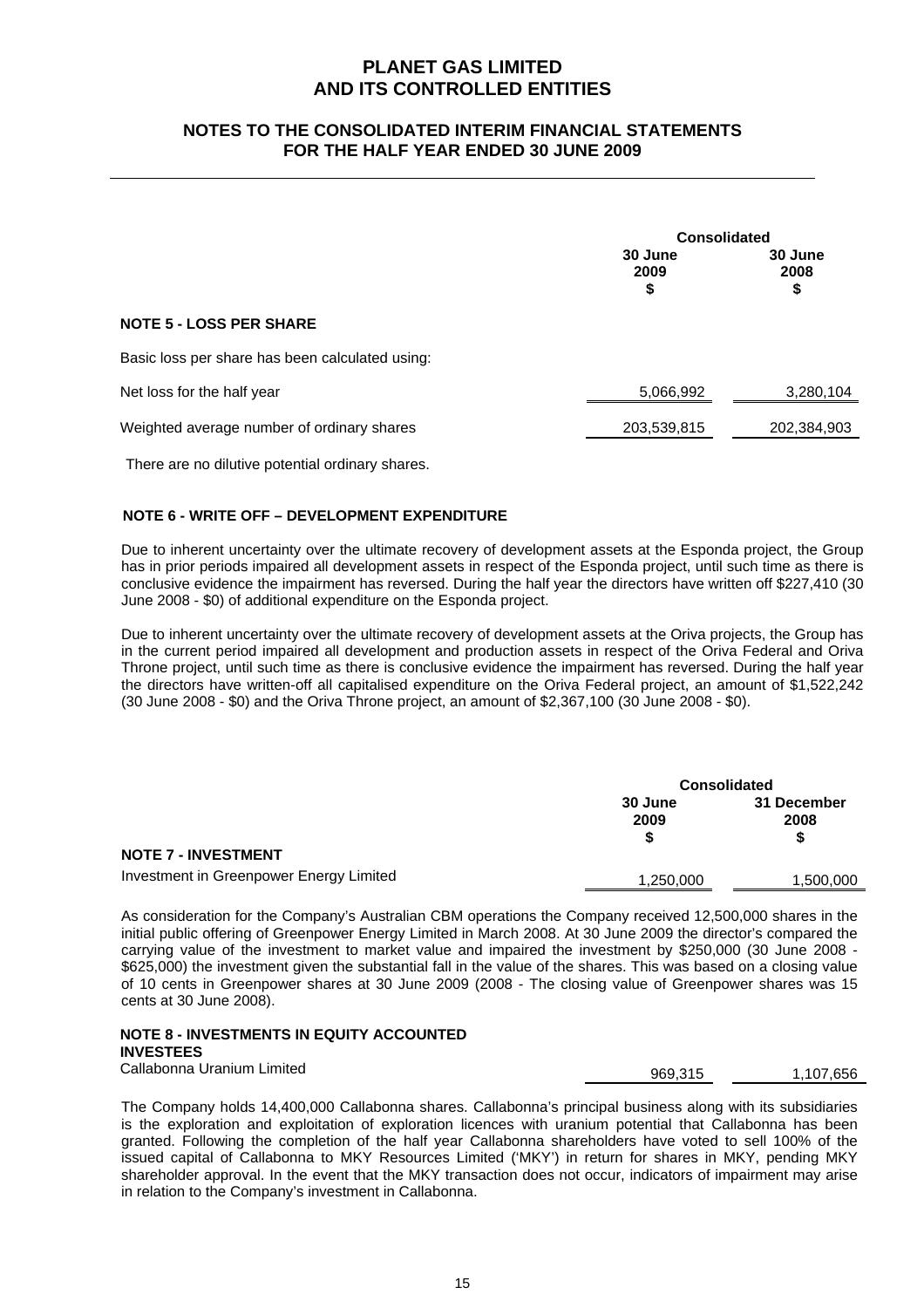# PLANET GAS LIMITED
# AND ITS CONTROLLED ENTITIES

## NOTES TO THE CONSOLIDATED INTERIM FINANCIAL STATEMENTS FOR THE HALF YEAR ENDED 30 JUNE 2009

| | Consolidated | |
|---|---|---|
| | 30 June 2009 $ | 30 June 2008 $ |
| **NOTE 5 - LOSS PER SHARE** | | |
| Basic loss per share has been calculated using: | | |
| Net loss for the half year | 5,066,992 | 3,280,104 |
| Weighted average number of ordinary shares | 203,539,815 | 202,384,903 |

There are no dilutive potential ordinary shares.

### NOTE 6 - WRITE OFF – DEVELOPMENT EXPENDITURE

Due to inherent uncertainty over the ultimate recovery of development assets at the Esponda project, the Group has in prior periods impaired all development assets in respect of the Esponda project, until such time as there is conclusive evidence the impairment has reversed. During the half year the directors have written off $227,410 (30 June 2008 - $0) of additional expenditure on the Esponda project.

Due to inherent uncertainty over the ultimate recovery of development assets at the Oriva projects, the Group has in the current period impaired all development and production assets in respect of the Oriva Federal and Oriva Throne project, until such time as there is conclusive evidence the impairment has reversed. During the half year the directors have written-off all capitalised expenditure on the Oriva Federal project, an amount of $1,522,242 (30 June 2008 - $0) and the Oriva Throne project, an amount of $2,367,100 (30 June 2008 - $0).

| | Consolidated | |
|---|---|---|
| | 30 June 2009 $ | 31 December 2008 $ |
| **NOTE 7 - INVESTMENT** | | |
| Investment in Greenpower Energy Limited | 1,250,000 | 1,500,000 |

As consideration for the Company's Australian CBM operations the Company received 12,500,000 shares in the initial public offering of Greenpower Energy Limited in March 2008. At 30 June 2009 the director's compared the carrying value of the investment to market value and impaired the investment by $250,000 (30 June 2008 - $625,000) the investment given the substantial fall in the value of the shares. This was based on a closing value of 10 cents in Greenpower shares at 30 June 2009 (2008 - The closing value of Greenpower shares was 15 cents at 30 June 2008).

| | | |
|---|---|---|
| **NOTE 8 - INVESTMENTS IN EQUITY ACCOUNTED INVESTEES** | | |
| Callabonna Uranium Limited | 969,315 | 1,107,656 |

The Company holds 14,400,000 Callabonna shares. Callabonna's principal business along with its subsidiaries is the exploration and exploitation of exploration licences with uranium potential that Callabonna has been granted. Following the completion of the half year Callabonna shareholders have voted to sell 100% of the issued capital of Callabonna to MKY Resources Limited ('MKY') in return for shares in MKY, pending MKY shareholder approval. In the event that the MKY transaction does not occur, indicators of impairment may arise in relation to the Company's investment in Callabonna.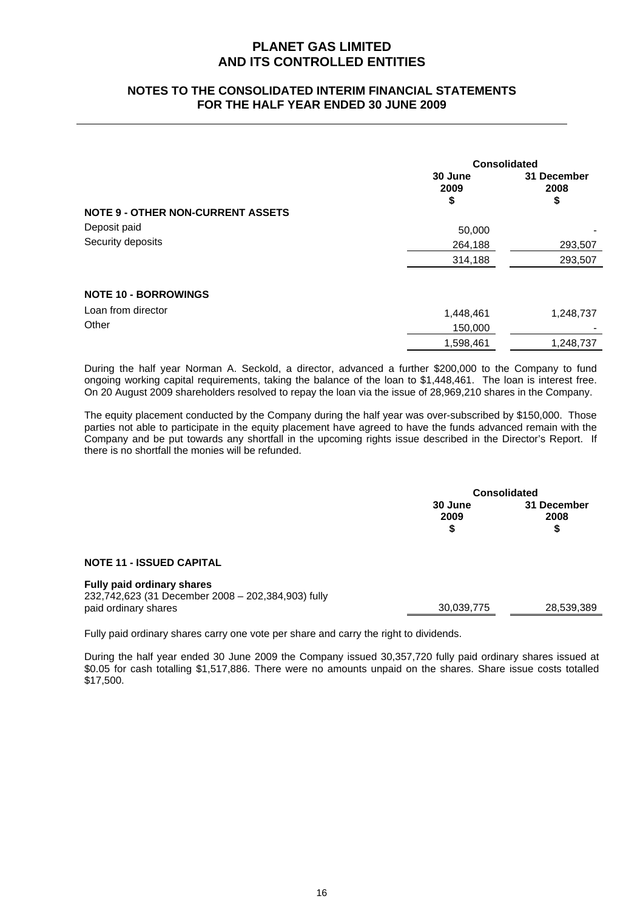# PLANET GAS LIMITED
# AND ITS CONTROLLED ENTITIES

## NOTES TO THE CONSOLIDATED INTERIM FINANCIAL STATEMENTS
## FOR THE HALF YEAR ENDED 30 JUNE 2009

| | Consolidated | |
|---|---|---|
| | 30 June 2009 $ | 31 December 2008 $ |
| **NOTE 9 - OTHER NON-CURRENT ASSETS** | | |
| Deposit paid | 50,000 | - |
| Security deposits | 264,188 | 293,507 |
| | 314,188 | 293,507 |
| **NOTE 10 - BORROWINGS** | | |
| Loan from director | 1,448,461 | 1,248,737 |
| Other | 150,000 | - |
| | 1,598,461 | 1,248,737 |

During the half year Norman A. Seckold, a director, advanced a further $200,000 to the Company to fund ongoing working capital requirements, taking the balance of the loan to $1,448,461. The loan is interest free. On 20 August 2009 shareholders resolved to repay the loan via the issue of 28,969,210 shares in the Company.

The equity placement conducted by the Company during the half year was over-subscribed by $150,000. Those parties not able to participate in the equity placement have agreed to have the funds advanced remain with the Company and be put towards any shortfall in the upcoming rights issue described in the Director's Report. If there is no shortfall the monies will be refunded.

| | Consolidated | |
|---|---|---|
| | 30 June 2009 $ | 31 December 2008 $ |
| **NOTE 11 - ISSUED CAPITAL** | | |
| **Fully paid ordinary shares** | | |
| 232,742,623 (31 December 2008 – 202,384,903) fully paid ordinary shares | 30,039,775 | 28,539,389 |

Fully paid ordinary shares carry one vote per share and carry the right to dividends.

During the half year ended 30 June 2009 the Company issued 30,357,720 fully paid ordinary shares issued at $0.05 for cash totalling $1,517,886. There were no amounts unpaid on the shares. Share issue costs totalled $17,500.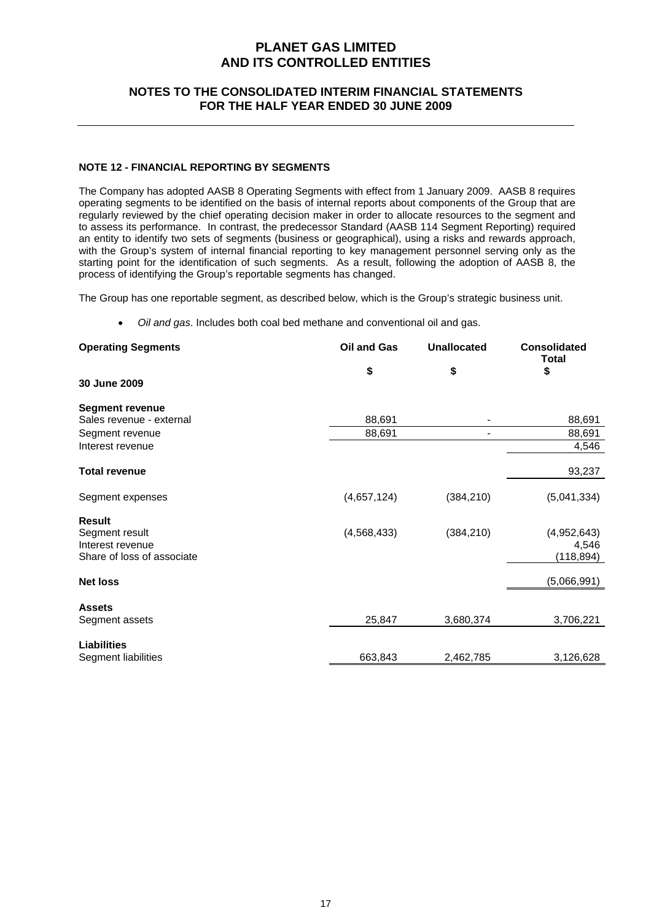# PLANET GAS LIMITED
# AND ITS CONTROLLED ENTITIES

## NOTES TO THE CONSOLIDATED INTERIM FINANCIAL STATEMENTS FOR THE HALF YEAR ENDED 30 JUNE 2009

### NOTE 12 - FINANCIAL REPORTING BY SEGMENTS

The Company has adopted AASB 8 Operating Segments with effect from 1 January 2009. AASB 8 requires operating segments to be identified on the basis of internal reports about components of the Group that are regularly reviewed by the chief operating decision maker in order to allocate resources to the segment and to assess its performance. In contrast, the predecessor Standard (AASB 114 Segment Reporting) required an entity to identify two sets of segments (business or geographical), using a risks and rewards approach, with the Group's system of internal financial reporting to key management personnel serving only as the starting point for the identification of such segments. As a result, following the adoption of AASB 8, the process of identifying the Group's reportable segments has changed.

The Group has one reportable segment, as described below, which is the Group's strategic business unit.

- *Oil and gas*. Includes both coal bed methane and conventional oil and gas.

| **Operating Segments** | **Oil and Gas** | **Unallocated** | **Consolidated Total** |
|---|---|---|---|
| | **$** | **$** | **$** |
| **30 June 2009** | | | |
| **Segment revenue** | | | |
| Sales revenue - external | 88,691 | - | 88,691 |
| Segment revenue | 88,691 | - | 88,691 |
| Interest revenue | | | 4,546 |
| **Total revenue** | | | 93,237 |
| Segment expenses | (4,657,124) | (384,210) | (5,041,334) |
| **Result** | | | |
| Segment result | (4,568,433) | (384,210) | (4,952,643) |
| Interest revenue | | | 4,546 |
| Share of loss of associate | | | (118,894) |
| **Net loss** | | | (5,066,991) |
| **Assets** | | | |
| Segment assets | 25,847 | 3,680,374 | 3,706,221 |
| **Liabilities** | | | |
| Segment liabilities | 663,843 | 2,462,785 | 3,126,628 |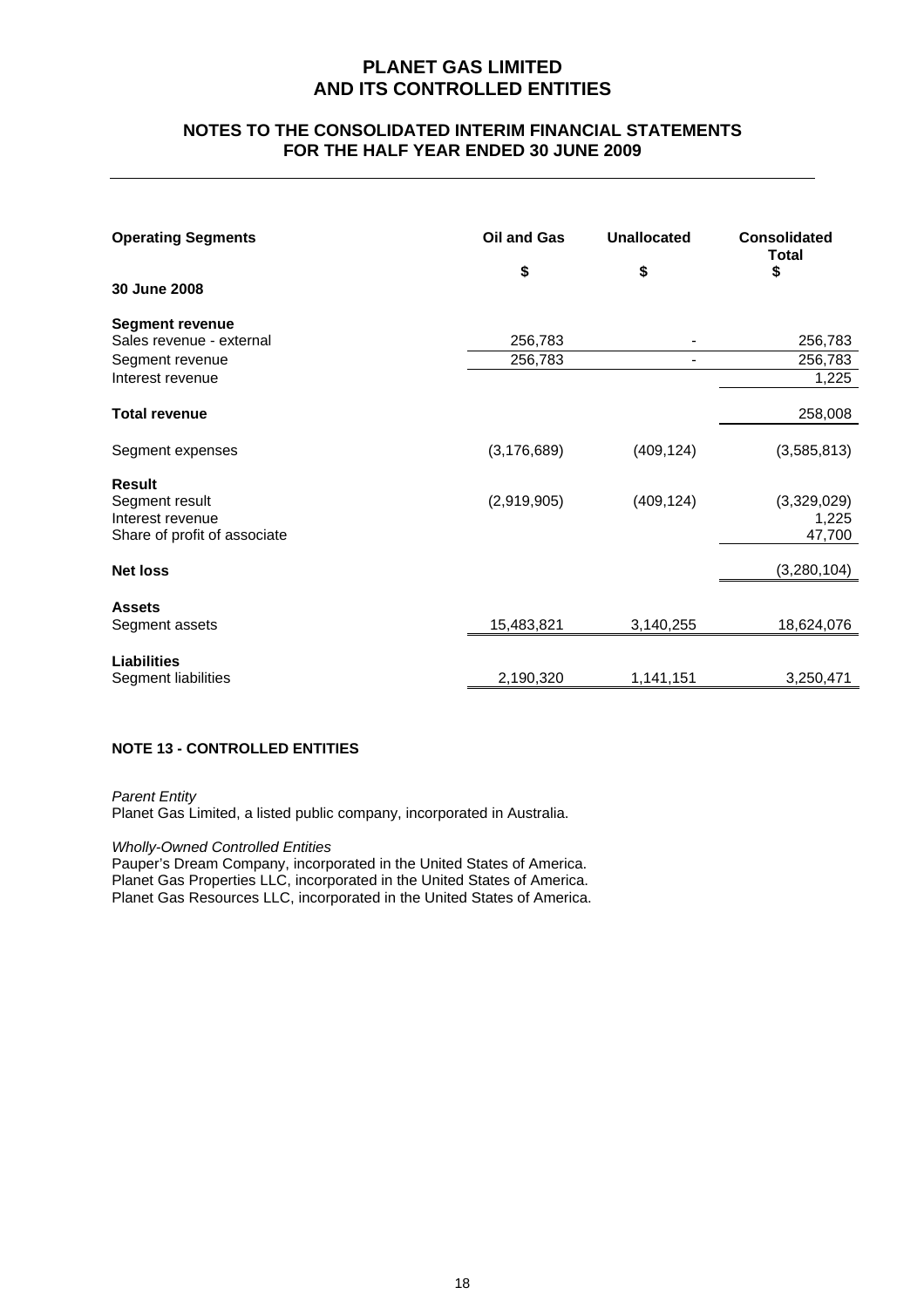# PLANET GAS LIMITED
# AND ITS CONTROLLED ENTITIES

## NOTES TO THE CONSOLIDATED INTERIM FINANCIAL STATEMENTS FOR THE HALF YEAR ENDED 30 JUNE 2009

| Operating Segments | Oil and Gas | Unallocated | Consolidated Total |
|---|---|---|---|
| | $ | $ | $ |
| **30 June 2008** | | | |
| **Segment revenue** | | | |
| Sales revenue - external | 256,783 | - | 256,783 |
| Segment revenue | 256,783 | - | 256,783 |
| Interest revenue | | | 1,225 |
| **Total revenue** | | | 258,008 |
| Segment expenses | (3,176,689) | (409,124) | (3,585,813) |
| **Result** | | | |
| Segment result | (2,919,905) | (409,124) | (3,329,029) |
| Interest revenue | | | 1,225 |
| Share of profit of associate | | | 47,700 |
| **Net loss** | | | (3,280,104) |
| **Assets** | | | |
| Segment assets | 15,483,821 | 3,140,255 | 18,624,076 |
| **Liabilities** | | | |
| Segment liabilities | 2,190,320 | 1,141,151 | 3,250,471 |

### NOTE 13 - CONTROLLED ENTITIES

*Parent Entity*
Planet Gas Limited, a listed public company, incorporated in Australia.

*Wholly-Owned Controlled Entities*
Pauper's Dream Company, incorporated in the United States of America.
Planet Gas Properties LLC, incorporated in the United States of America.
Planet Gas Resources LLC, incorporated in the United States of America.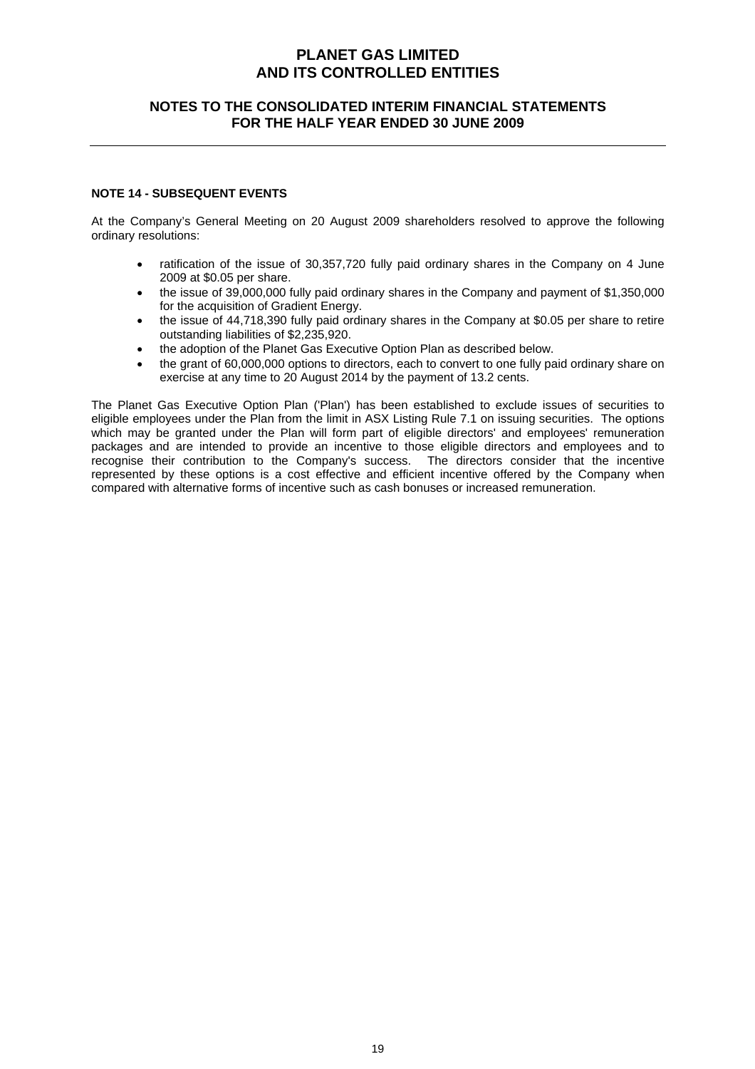# PLANET GAS LIMITED AND ITS CONTROLLED ENTITIES

## NOTES TO THE CONSOLIDATED INTERIM FINANCIAL STATEMENTS FOR THE HALF YEAR ENDED 30 JUNE 2009

### NOTE 14 - SUBSEQUENT EVENTS

At the Company's General Meeting on 20 August 2009 shareholders resolved to approve the following ordinary resolutions:

- ratification of the issue of 30,357,720 fully paid ordinary shares in the Company on 4 June 2009 at $0.05 per share.
- the issue of 39,000,000 fully paid ordinary shares in the Company and payment of $1,350,000 for the acquisition of Gradient Energy.
- the issue of 44,718,390 fully paid ordinary shares in the Company at $0.05 per share to retire outstanding liabilities of $2,235,920.
- the adoption of the Planet Gas Executive Option Plan as described below.
- the grant of 60,000,000 options to directors, each to convert to one fully paid ordinary share on exercise at any time to 20 August 2014 by the payment of 13.2 cents.

The Planet Gas Executive Option Plan ('Plan') has been established to exclude issues of securities to eligible employees under the Plan from the limit in ASX Listing Rule 7.1 on issuing securities. The options which may be granted under the Plan will form part of eligible directors' and employees' remuneration packages and are intended to provide an incentive to those eligible directors and employees and to recognise their contribution to the Company's success. The directors consider that the incentive represented by these options is a cost effective and efficient incentive offered by the Company when compared with alternative forms of incentive such as cash bonuses or increased remuneration.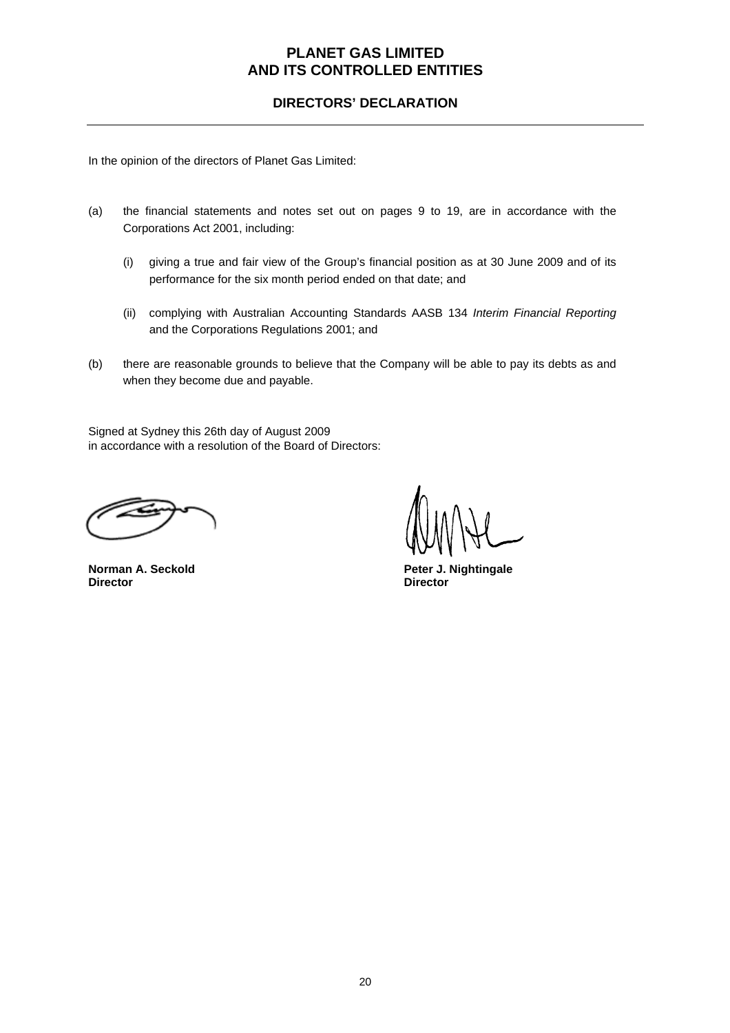# PLANET GAS LIMITED
# AND ITS CONTROLLED ENTITIES

## DIRECTORS' DECLARATION

In the opinion of the directors of Planet Gas Limited:

(a) the financial statements and notes set out on pages 9 to 19, are in accordance with the Corporations Act 2001, including:

  (i) giving a true and fair view of the Group's financial position as at 30 June 2009 and of its performance for the six month period ended on that date; and

  (ii) complying with Australian Accounting Standards AASB 134 *Interim Financial Reporting* and the Corporations Regulations 2001; and

(b) there are reasonable grounds to believe that the Company will be able to pay its debts as and when they become due and payable.

Signed at Sydney this 26th day of August 2009
in accordance with a resolution of the Board of Directors:

**Norman A. Seckold**
**Director**

**Peter J. Nightingale**
**Director**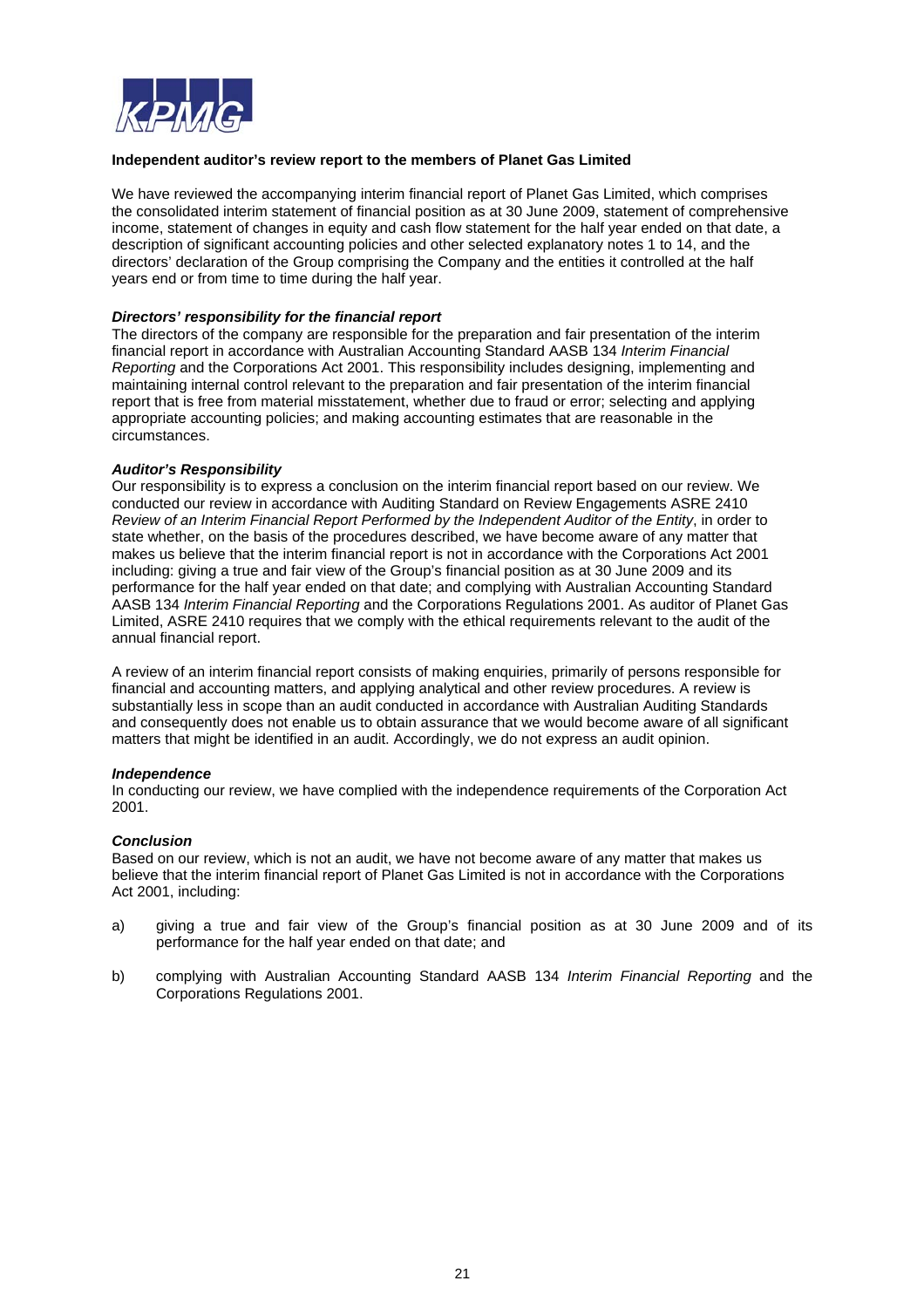KPMG

**Independent auditor's review report to the members of Planet Gas Limited**

We have reviewed the accompanying interim financial report of Planet Gas Limited, which comprises the consolidated interim statement of financial position as at 30 June 2009, statement of comprehensive income, statement of changes in equity and cash flow statement for the half year ended on that date, a description of significant accounting policies and other selected explanatory notes 1 to 14, and the directors' declaration of the Group comprising the Company and the entities it controlled at the half years end or from time to time during the half year.

***Directors' responsibility for the financial report***

The directors of the company are responsible for the preparation and fair presentation of the interim financial report in accordance with Australian Accounting Standard AASB 134 *Interim Financial Reporting* and the Corporations Act 2001. This responsibility includes designing, implementing and maintaining internal control relevant to the preparation and fair presentation of the interim financial report that is free from material misstatement, whether due to fraud or error; selecting and applying appropriate accounting policies; and making accounting estimates that are reasonable in the circumstances.

***Auditor's Responsibility***

Our responsibility is to express a conclusion on the interim financial report based on our review. We conducted our review in accordance with Auditing Standard on Review Engagements ASRE 2410 *Review of an Interim Financial Report Performed by the Independent Auditor of the Entity*, in order to state whether, on the basis of the procedures described, we have become aware of any matter that makes us believe that the interim financial report is not in accordance with the Corporations Act 2001 including: giving a true and fair view of the Group's financial position as at 30 June 2009 and its performance for the half year ended on that date; and complying with Australian Accounting Standard AASB 134 *Interim Financial Reporting* and the Corporations Regulations 2001. As auditor of Planet Gas Limited, ASRE 2410 requires that we comply with the ethical requirements relevant to the audit of the annual financial report.

A review of an interim financial report consists of making enquiries, primarily of persons responsible for financial and accounting matters, and applying analytical and other review procedures. A review is substantially less in scope than an audit conducted in accordance with Australian Auditing Standards and consequently does not enable us to obtain assurance that we would become aware of all significant matters that might be identified in an audit. Accordingly, we do not express an audit opinion.

***Independence***

In conducting our review, we have complied with the independence requirements of the Corporation Act 2001.

***Conclusion***

Based on our review, which is not an audit, we have not become aware of any matter that makes us believe that the interim financial report of Planet Gas Limited is not in accordance with the Corporations Act 2001, including:

a) giving a true and fair view of the Group's financial position as at 30 June 2009 and of its performance for the half year ended on that date; and

b) complying with Australian Accounting Standard AASB 134 *Interim Financial Reporting* and the Corporations Regulations 2001.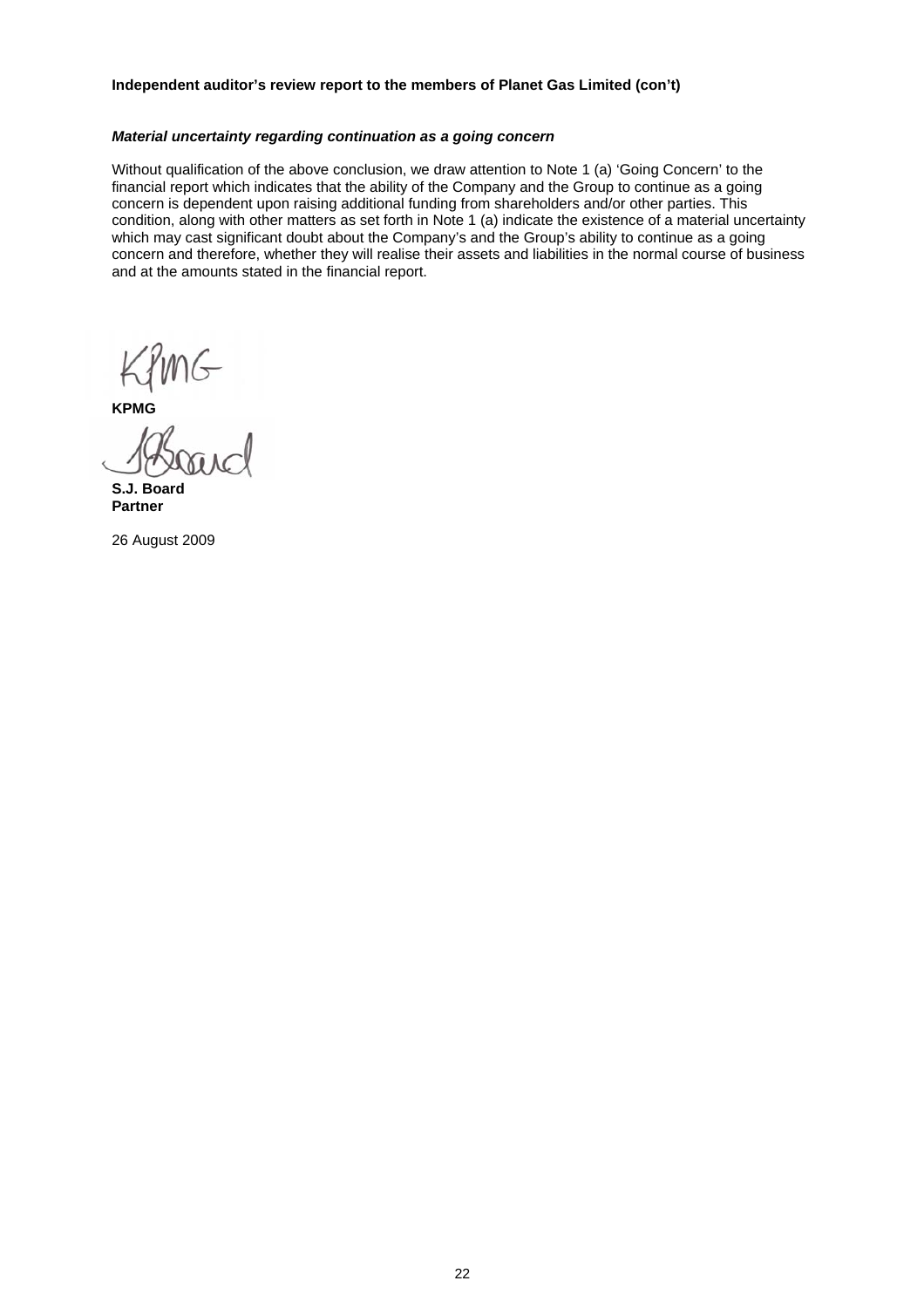**Independent auditor's review report to the members of Planet Gas Limited (con't)**

***Material uncertainty regarding continuation as a going concern***

Without qualification of the above conclusion, we draw attention to Note 1 (a) 'Going Concern' to the financial report which indicates that the ability of the Company and the Group to continue as a going concern is dependent upon raising additional funding from shareholders and/or other parties. This condition, along with other matters as set forth in Note 1 (a) indicate the existence of a material uncertainty which may cast significant doubt about the Company's and the Group's ability to continue as a going concern and therefore, whether they will realise their assets and liabilities in the normal course of business and at the amounts stated in the financial report.

**KPMG**

**S.J. Board**
**Partner**

26 August 2009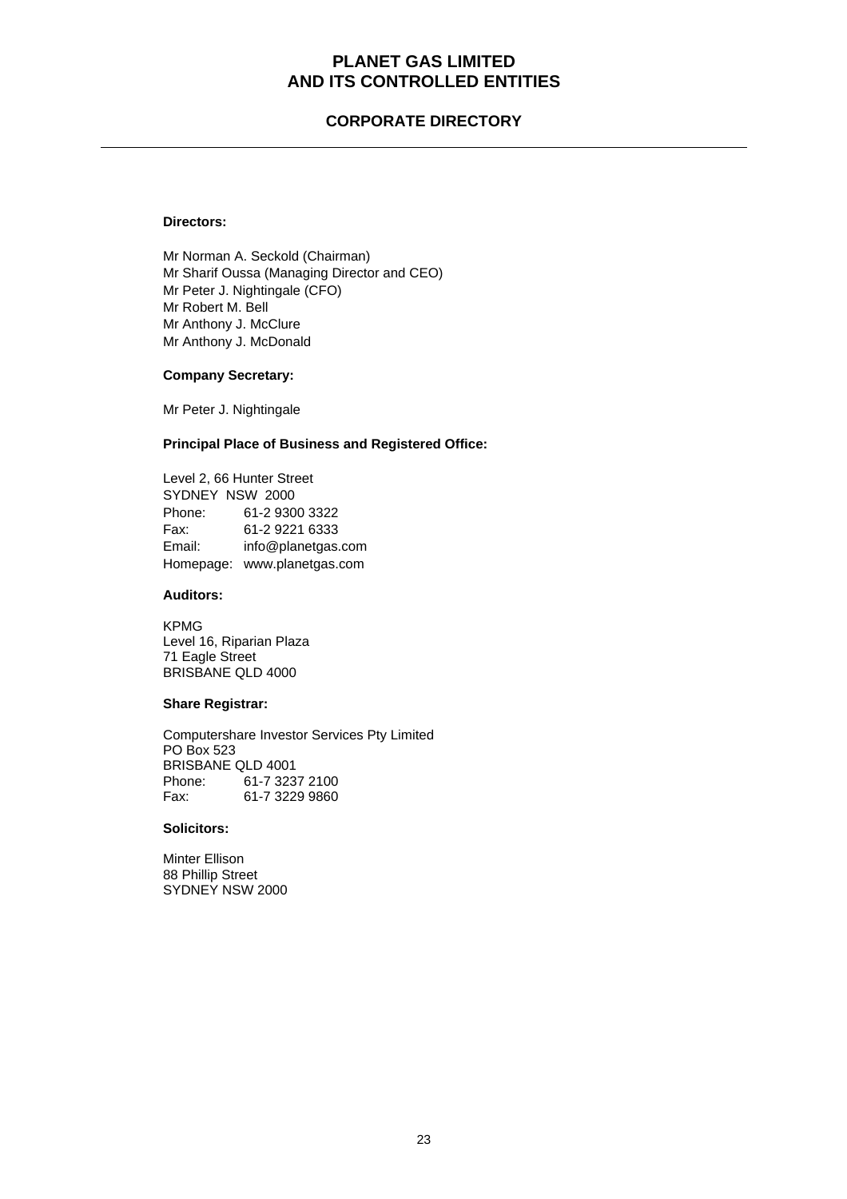# PLANET GAS LIMITED
# AND ITS CONTROLLED ENTITIES

## CORPORATE DIRECTORY

**Directors:**

Mr Norman A. Seckold (Chairman)
Mr Sharif Oussa (Managing Director and CEO)
Mr Peter J. Nightingale (CFO)
Mr Robert M. Bell
Mr Anthony J. McClure
Mr Anthony J. McDonald

**Company Secretary:**

Mr Peter J. Nightingale

**Principal Place of Business and Registered Office:**

Level 2, 66 Hunter Street
SYDNEY NSW 2000
Phone: 61-2 9300 3322
Fax: 61-2 9221 6333
Email: info@planetgas.com
Homepage: www.planetgas.com

**Auditors:**

KPMG
Level 16, Riparian Plaza
71 Eagle Street
BRISBANE QLD 4000

**Share Registrar:**

Computershare Investor Services Pty Limited
PO Box 523
BRISBANE QLD 4001
Phone: 61-7 3237 2100
Fax: 61-7 3229 9860

**Solicitors:**

Minter Ellison
88 Phillip Street
SYDNEY NSW 2000